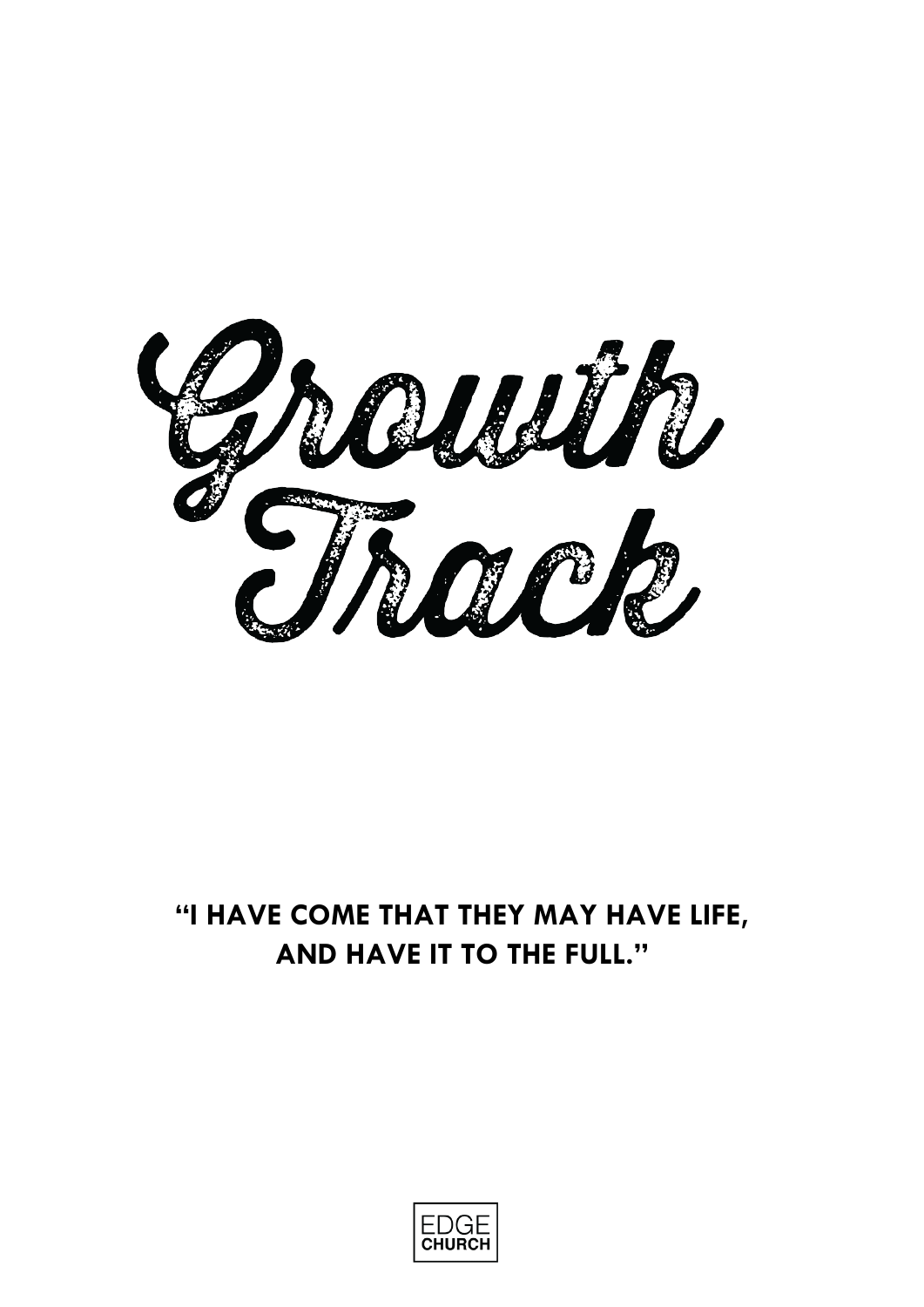# Growth Track

**"I HAVE COME THAT THEY MAY HAVE LIFE, AND HAVE IT TO THE FULL."**

EDGE CHURCH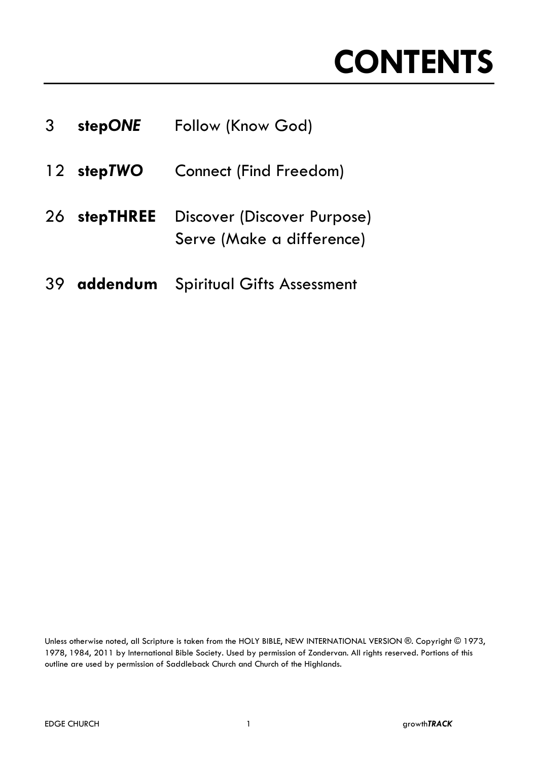# CONTENTS

| | | |
|---|---|---|
| 3 | **step*ONE*** | Follow (Know God) |
| 12 | **step*TWO*** | Connect (Find Freedom) |
| 26 | **stepTHREE** | Discover (Discover Purpose)<br>Serve (Make a difference) |
| 39 | **addendum** | Spiritual Gifts Assessment |

Unless otherwise noted, all Scripture is taken from the HOLY BIBLE, NEW INTERNATIONAL VERSION ®. Copyright © 1973, 1978, 1984, 2011 by International Bible Society. Used by permission of Zondervan. All rights reserved. Portions of this outline are used by permission of Saddleback Church and Church of the Highlands.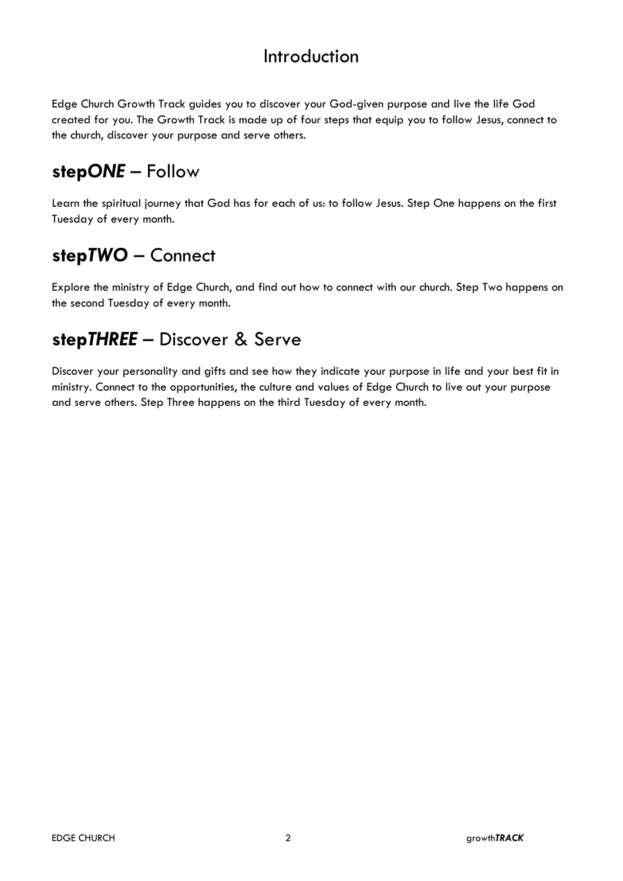# Introduction

Edge Church Growth Track guides you to discover your God-given purpose and live the life God created for you. The Growth Track is made up of four steps that equip you to follow Jesus, connect to the church, discover your purpose and serve others.

## step*ONE* – Follow

Learn the spiritual journey that God has for each of us: to follow Jesus. Step One happens on the first Tuesday of every month.

## step*TWO* – Connect

Explore the ministry of Edge Church, and find out how to connect with our church. Step Two happens on the second Tuesday of every month.

## step*THREE* – Discover & Serve

Discover your personality and gifts and see how they indicate your purpose in life and your best fit in ministry. Connect to the opportunities, the culture and values of Edge Church to live out your purpose and serve others. Step Three happens on the third Tuesday of every month.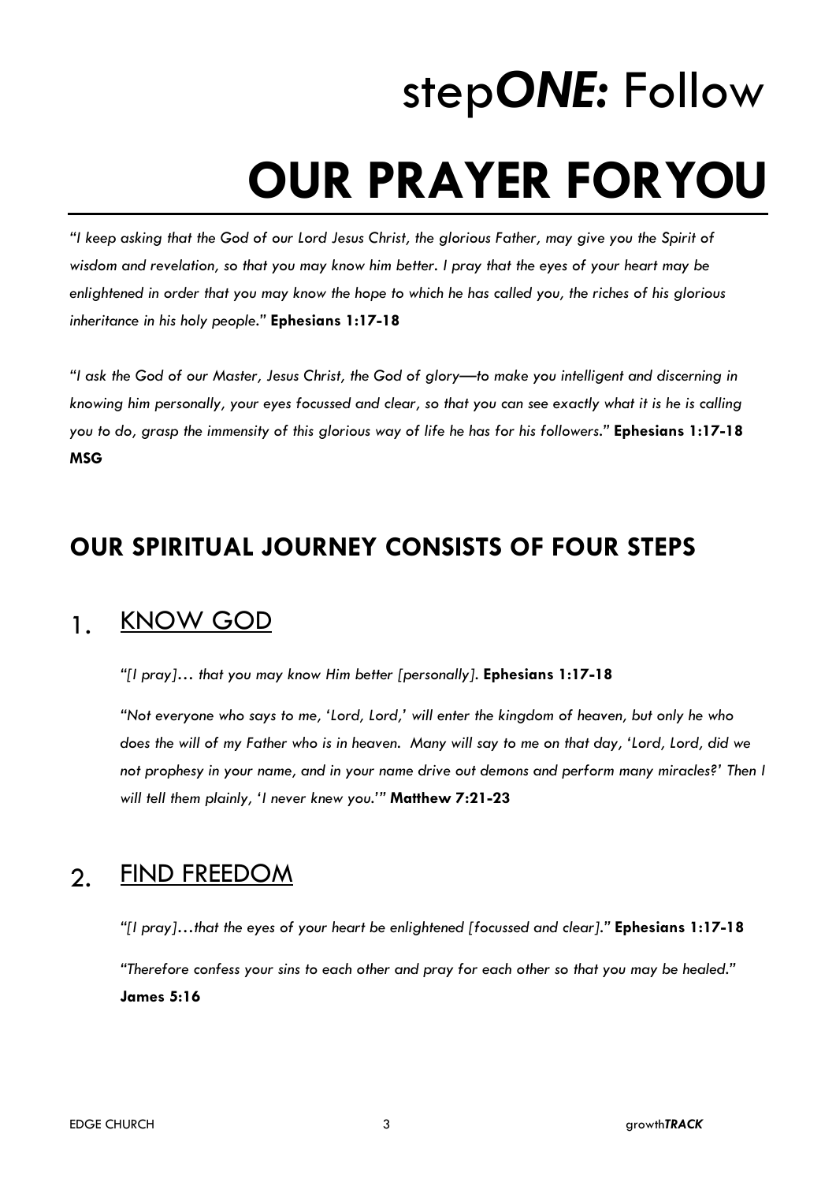# step*ONE:* Follow

# OUR PRAYER FORYOU

*"I keep asking that the God of our Lord Jesus Christ, the glorious Father, may give you the Spirit of wisdom and revelation, so that you may know him better. I pray that the eyes of your heart may be enlightened in order that you may know the hope to which he has called you, the riches of his glorious inheritance in his holy people."* **Ephesians 1:17-18**

*"I ask the God of our Master, Jesus Christ, the God of glory—to make you intelligent and discerning in knowing him personally, your eyes focussed and clear, so that you can see exactly what it is he is calling you to do, grasp the immensity of this glorious way of life he has for his followers."* **Ephesians 1:17-18 MSG**

## OUR SPIRITUAL JOURNEY CONSISTS OF FOUR STEPS

### 1. KNOW GOD

*"[I pray]… that you may know Him better [personally].* **Ephesians 1:17-18**

*"Not everyone who says to me, 'Lord, Lord,' will enter the kingdom of heaven, but only he who does the will of my Father who is in heaven. Many will say to me on that day, 'Lord, Lord, did we not prophesy in your name, and in your name drive out demons and perform many miracles?' Then I will tell them plainly, 'I never knew you.'"* **Matthew 7:21-23**

### 2. FIND FREEDOM

*"[I pray]…that the eyes of your heart be enlightened [focussed and clear]."* **Ephesians 1:17-18**

*"Therefore confess your sins to each other and pray for each other so that you may be healed."* **James 5:16**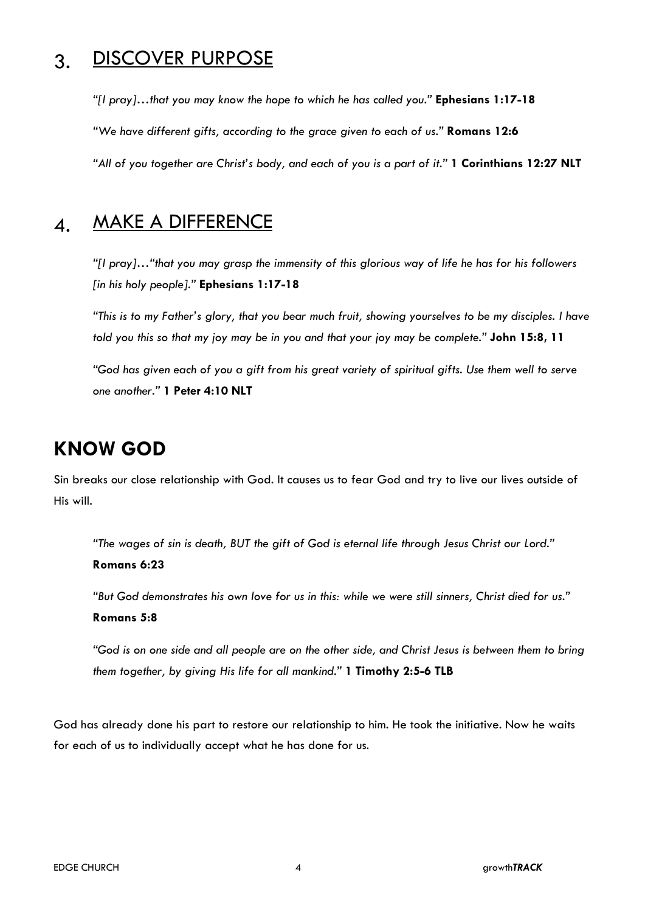## 3. DISCOVER PURPOSE

*"[I pray]…that you may know the hope to which he has called you."* **Ephesians 1:17-18**

*"We have different gifts, according to the grace given to each of us."* **Romans 12:6**

*"All of you together are Christ's body, and each of you is a part of it."* **1 Corinthians 12:27 NLT**

## 4. MAKE A DIFFERENCE

*"[I pray]…"that you may grasp the immensity of this glorious way of life he has for his followers [in his holy people]."* **Ephesians 1:17-18**

*"This is to my Father's glory, that you bear much fruit, showing yourselves to be my disciples. I have told you this so that my joy may be in you and that your joy may be complete."* **John 15:8, 11**

*"God has given each of you a gift from his great variety of spiritual gifts. Use them well to serve one another."* **1 Peter 4:10 NLT**

# KNOW GOD

Sin breaks our close relationship with God. It causes us to fear God and try to live our lives outside of His will.

*"The wages of sin is death, BUT the gift of God is eternal life through Jesus Christ our Lord."* **Romans 6:23**

*"But God demonstrates his own love for us in this: while we were still sinners, Christ died for us."* **Romans 5:8**

*"God is on one side and all people are on the other side, and Christ Jesus is between them to bring them together, by giving His life for all mankind."* **1 Timothy 2:5-6 TLB**

God has already done his part to restore our relationship to him. He took the initiative. Now he waits for each of us to individually accept what he has done for us.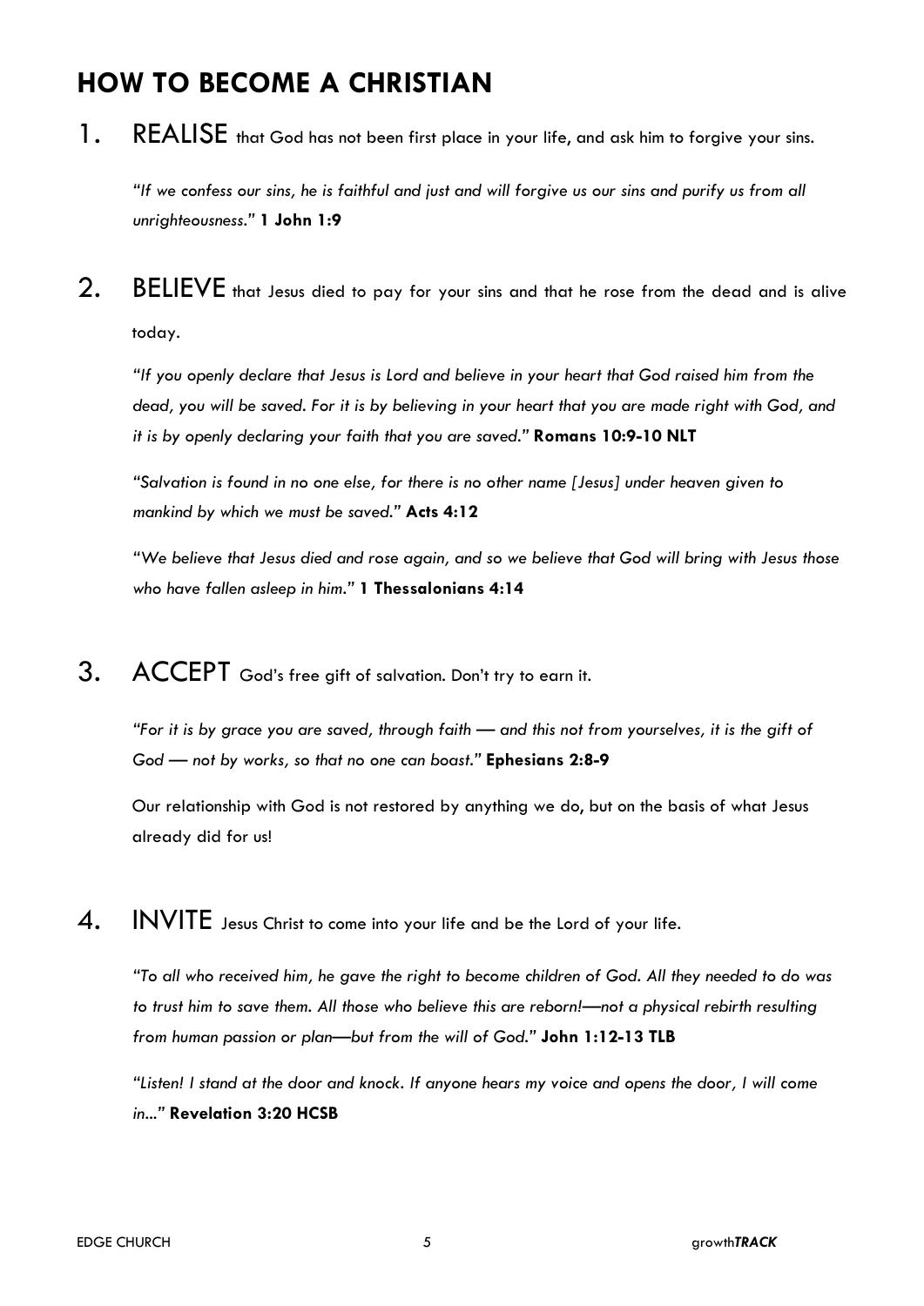## HOW TO BECOME A CHRISTIAN

1. REALISE that God has not been first place in your life, and ask him to forgive your sins.

   *"If we confess our sins, he is faithful and just and will forgive us our sins and purify us from all unrighteousness."* **1 John 1:9**

2. BELIEVE that Jesus died to pay for your sins and that he rose from the dead and is alive today.

   *"If you openly declare that Jesus is Lord and believe in your heart that God raised him from the dead, you will be saved. For it is by believing in your heart that you are made right with God, and it is by openly declaring your faith that you are saved."* **Romans 10:9-10 NLT**

   *"Salvation is found in no one else, for there is no other name [Jesus] under heaven given to mankind by which we must be saved."* **Acts 4:12**

   *"We believe that Jesus died and rose again, and so we believe that God will bring with Jesus those who have fallen asleep in him."* **1 Thessalonians 4:14**

3. ACCEPT God's free gift of salvation. Don't try to earn it.

   *"For it is by grace you are saved, through faith — and this not from yourselves, it is the gift of God — not by works, so that no one can boast."* **Ephesians 2:8-9**

   Our relationship with God is not restored by anything we do, but on the basis of what Jesus already did for us!

4. INVITE Jesus Christ to come into your life and be the Lord of your life.

   *"To all who received him, he gave the right to become children of God. All they needed to do was to trust him to save them. All those who believe this are reborn!—not a physical rebirth resulting from human passion or plan—but from the will of God."* **John 1:12-13 TLB**

   *"Listen! I stand at the door and knock. If anyone hears my voice and opens the door, I will come in..."* **Revelation 3:20 HCSB**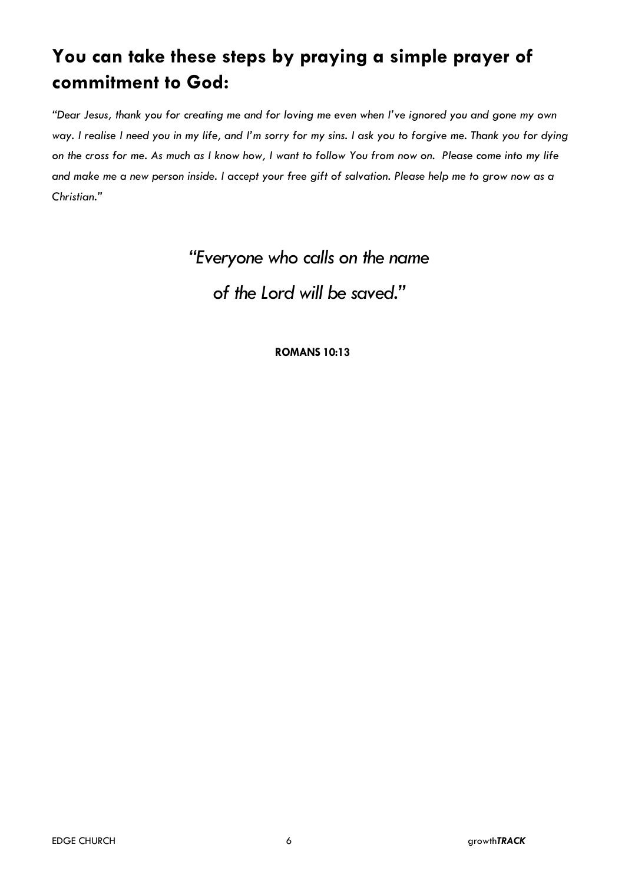## You can take these steps by praying a simple prayer of commitment to God:

*"Dear Jesus, thank you for creating me and for loving me even when I've ignored you and gone my own way. I realise I need you in my life, and I'm sorry for my sins. I ask you to forgive me. Thank you for dying on the cross for me. As much as I know how, I want to follow You from now on.  Please come into my life and make me a new person inside. I accept your free gift of salvation. Please help me to grow now as a Christian."*

*"Everyone who calls on the name*

*of the Lord will be saved."*

**ROMANS 10:13**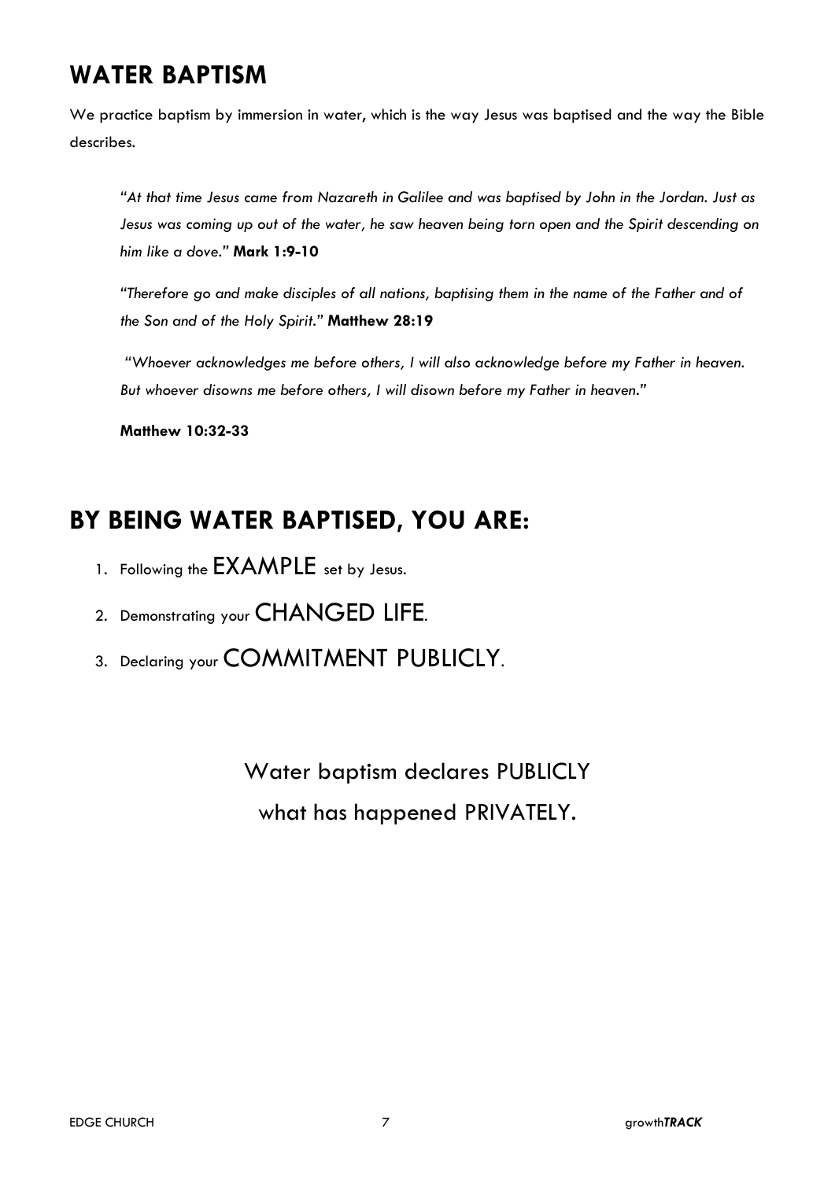## WATER BAPTISM

We practice baptism by immersion in water, which is the way Jesus was baptised and the way the Bible describes.

> *"At that time Jesus came from Nazareth in Galilee and was baptised by John in the Jordan. Just as Jesus was coming up out of the water, he saw heaven being torn open and the Spirit descending on him like a dove."* **Mark 1:9-10**
>
> *"Therefore go and make disciples of all nations, baptising them in the name of the Father and of the Son and of the Holy Spirit."* **Matthew 28:19**
>
> *"Whoever acknowledges me before others, I will also acknowledge before my Father in heaven. But whoever disowns me before others, I will disown before my Father in heaven."*
>
> **Matthew 10:32-33**

## BY BEING WATER BAPTISED, YOU ARE:

1. Following the EXAMPLE set by Jesus.
2. Demonstrating your CHANGED LIFE.
3. Declaring your COMMITMENT PUBLICLY.

Water baptism declares PUBLICLY
what has happened PRIVATELY.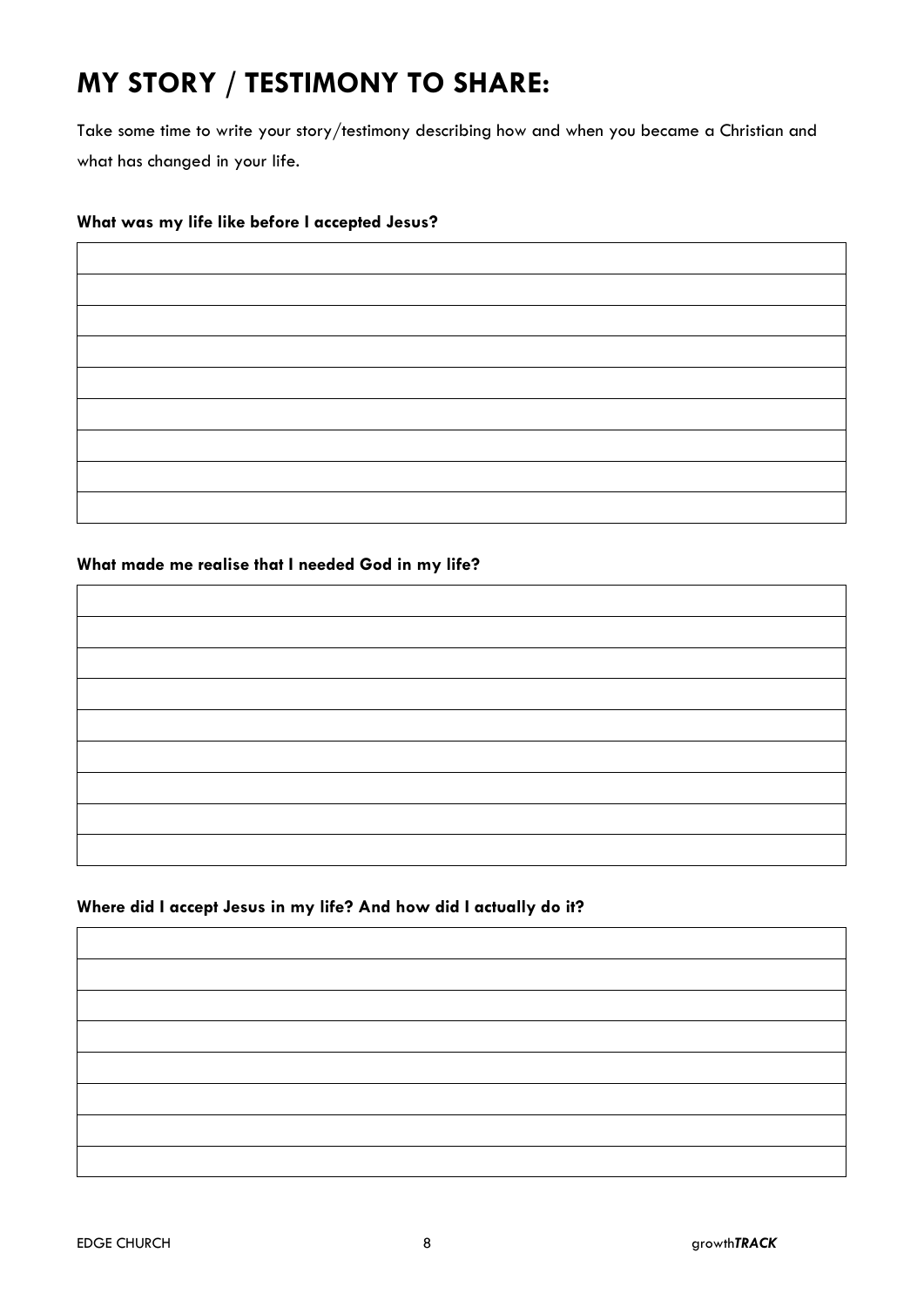# MY STORY / TESTIMONY TO SHARE:

Take some time to write your story/testimony describing how and when you became a Christian and what has changed in your life.

**What was my life like before I accepted Jesus?**

| |
|---|
| |
| |
| |
| |
| |
| |
| |
| |

**What made me realise that I needed God in my life?**

| |
|---|
| |
| |
| |
| |
| |
| |
| |
| |

**Where did I accept Jesus in my life? And how did I actually do it?**

| |
|---|
| |
| |
| |
| |
| |
| |
| |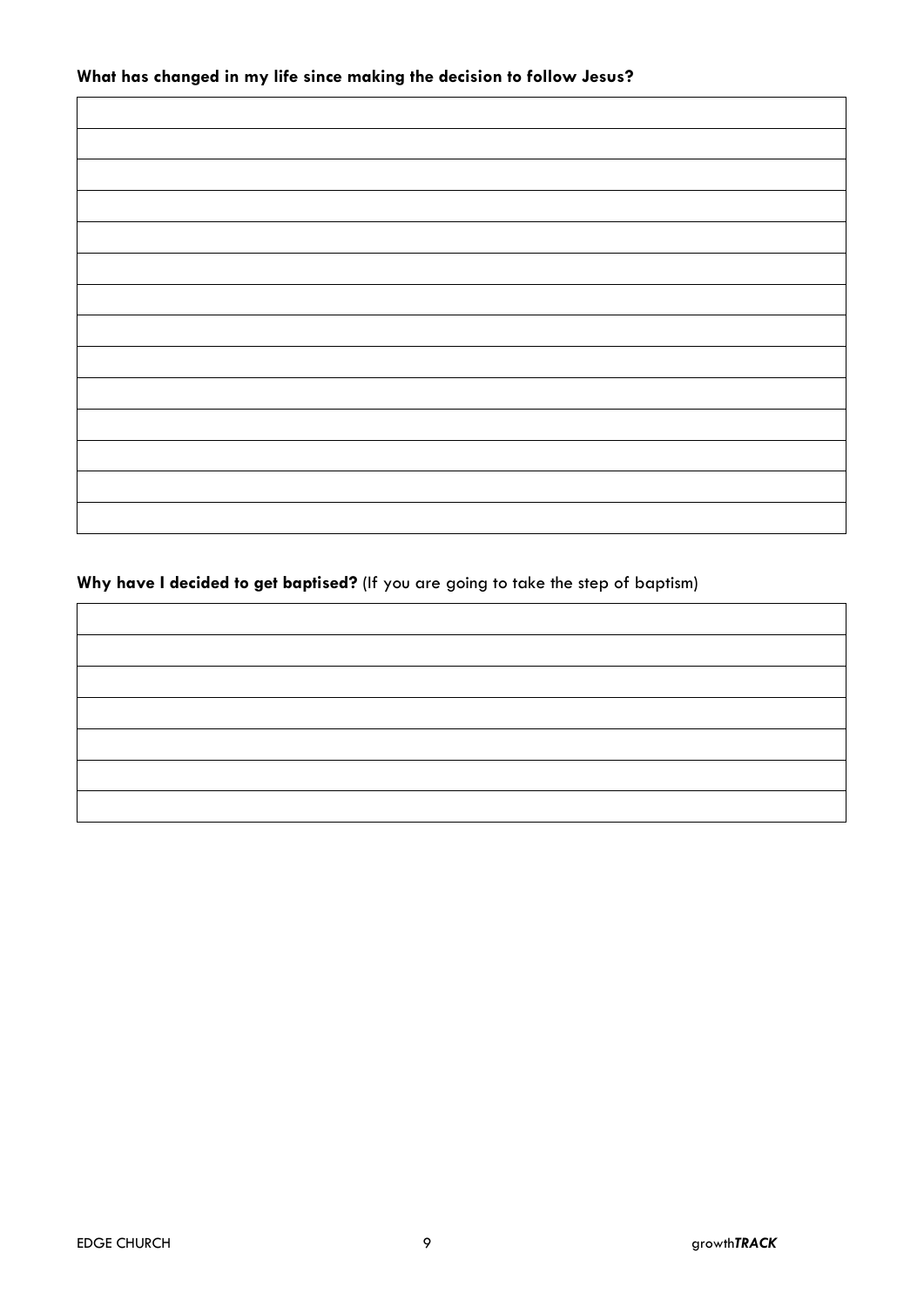**What has changed in my life since making the decision to follow Jesus?**

| |
|---|
| |
| |
| |
| |
| |
| |
| |
| |
| |
| |
| |
| |
| |

**Why have I decided to get baptised?** (If you are going to take the step of baptism)

| |
|---|
| |
| |
| |
| |
| |
| |
| |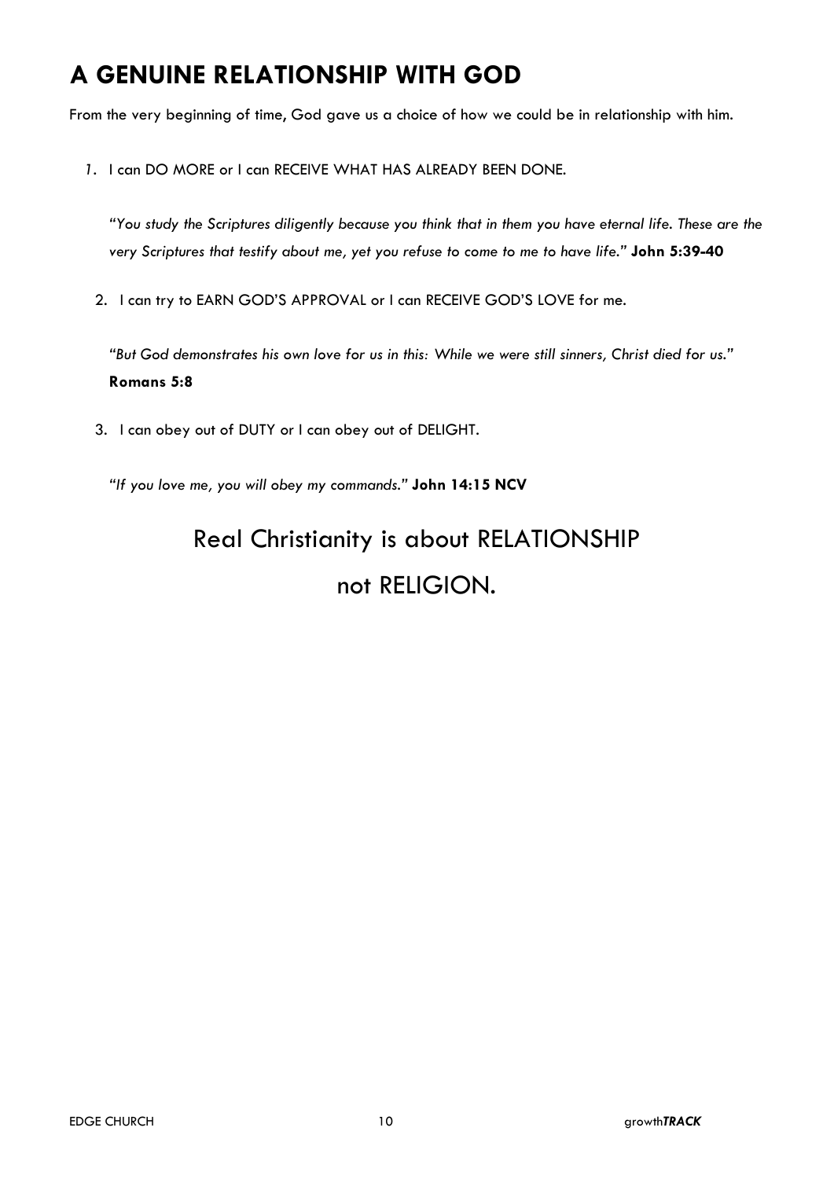# A GENUINE RELATIONSHIP WITH GOD

From the very beginning of time, God gave us a choice of how we could be in relationship with him.

1. I can DO MORE or I can RECEIVE WHAT HAS ALREADY BEEN DONE.

   *"You study the Scriptures diligently because you think that in them you have eternal life. These are the very Scriptures that testify about me, yet you refuse to come to me to have life."* **John 5:39-40**

2. I can try to EARN GOD'S APPROVAL or I can RECEIVE GOD'S LOVE for me.

   *"But God demonstrates his own love for us in this: While we were still sinners, Christ died for us."* **Romans 5:8**

3. I can obey out of DUTY or I can obey out of DELIGHT.

   *"If you love me, you will obey my commands."* **John 14:15 NCV**

## Real Christianity is about RELATIONSHIP not RELIGION.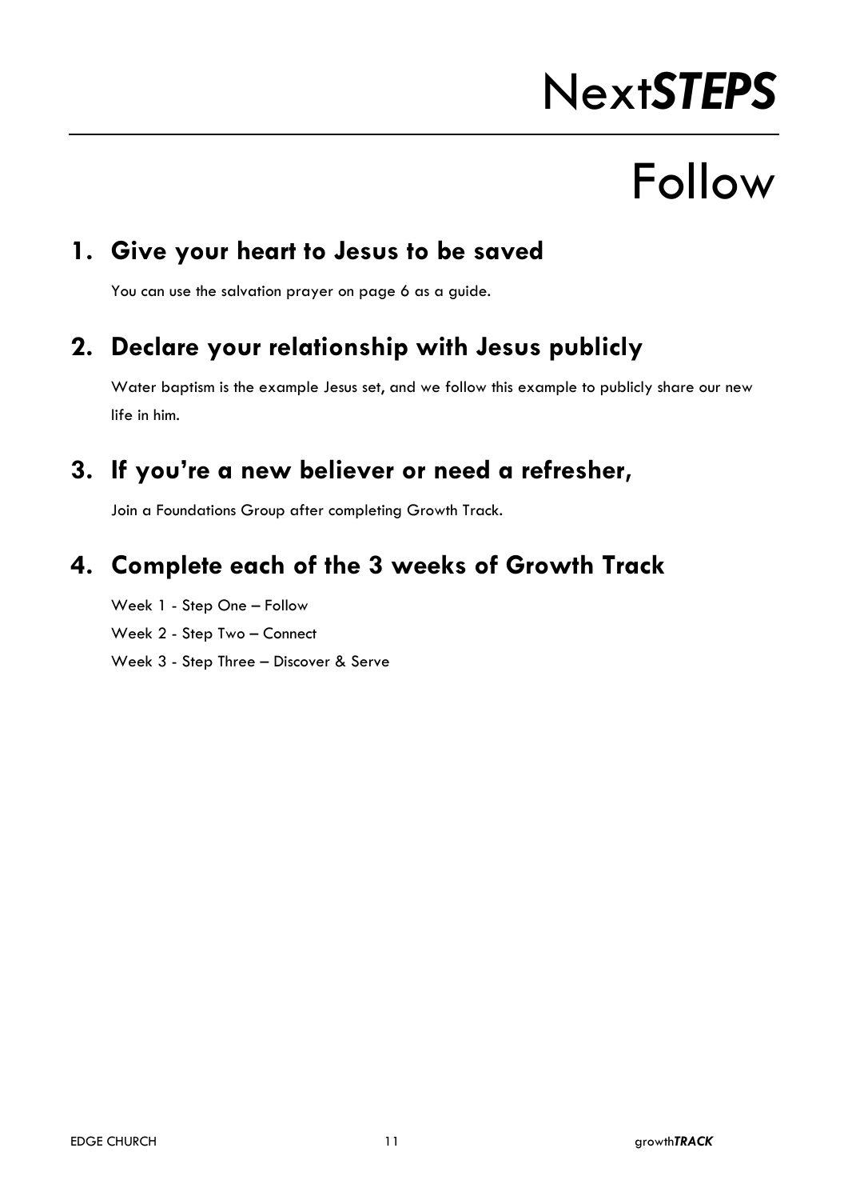# Next***STEPS***

## Follow

### 1. Give your heart to Jesus to be saved

You can use the salvation prayer on page 6 as a guide.

### 2. Declare your relationship with Jesus publicly

Water baptism is the example Jesus set, and we follow this example to publicly share our new life in him.

### 3. If you're a new believer or need a refresher,

Join a Foundations Group after completing Growth Track.

### 4. Complete each of the 3 weeks of Growth Track

Week 1 - Step One – Follow

Week 2 - Step Two – Connect

Week 3 - Step Three – Discover & Serve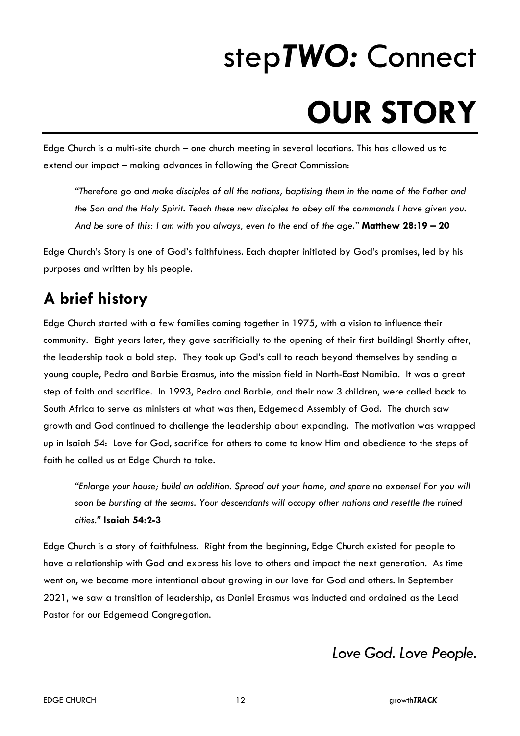# step***TWO:*** Connect

# OUR STORY

Edge Church is a multi-site church – one church meeting in several locations. This has allowed us to extend our impact – making advances in following the Great Commission:

> *"Therefore go and make disciples of all the nations, baptising them in the name of the Father and the Son and the Holy Spirit. Teach these new disciples to obey all the commands I have given you. And be sure of this: I am with you always, even to the end of the age."* **Matthew 28:19 – 20**

Edge Church's Story is one of God's faithfulness. Each chapter initiated by God's promises, led by his purposes and written by his people.

## A brief history

Edge Church started with a few families coming together in 1975, with a vision to influence their community. Eight years later, they gave sacrificially to the opening of their first building! Shortly after, the leadership took a bold step. They took up God's call to reach beyond themselves by sending a young couple, Pedro and Barbie Erasmus, into the mission field in North-East Namibia. It was a great step of faith and sacrifice. In 1993, Pedro and Barbie, and their now 3 children, were called back to South Africa to serve as ministers at what was then, Edgemead Assembly of God. The church saw growth and God continued to challenge the leadership about expanding. The motivation was wrapped up in Isaiah 54: Love for God, sacrifice for others to come to know Him and obedience to the steps of faith he called us at Edge Church to take.

> *"Enlarge your house; build an addition. Spread out your home, and spare no expense! For you will soon be bursting at the seams. Your descendants will occupy other nations and resettle the ruined cities."* **Isaiah 54:2-3**

Edge Church is a story of faithfulness. Right from the beginning, Edge Church existed for people to have a relationship with God and express his love to others and impact the next generation. As time went on, we became more intentional about growing in our love for God and others. In September 2021, we saw a transition of leadership, as Daniel Erasmus was inducted and ordained as the Lead Pastor for our Edgemead Congregation.

*Love God. Love People.*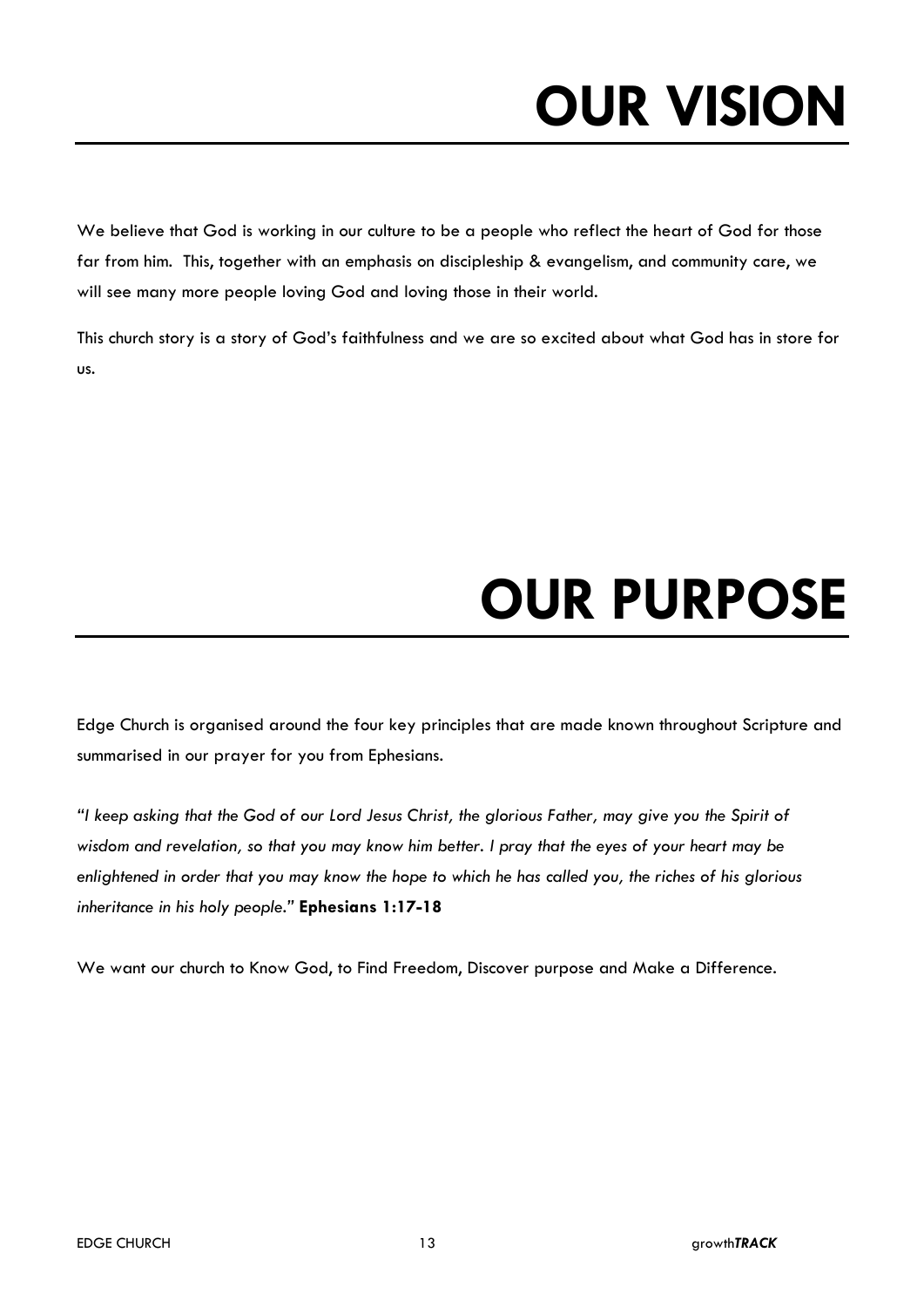# OUR VISION

We believe that God is working in our culture to be a people who reflect the heart of God for those far from him. This, together with an emphasis on discipleship & evangelism, and community care, we will see many more people loving God and loving those in their world.

This church story is a story of God's faithfulness and we are so excited about what God has in store for us.

# OUR PURPOSE

Edge Church is organised around the four key principles that are made known throughout Scripture and summarised in our prayer for you from Ephesians.

*"I keep asking that the God of our Lord Jesus Christ, the glorious Father, may give you the Spirit of wisdom and revelation, so that you may know him better. I pray that the eyes of your heart may be enlightened in order that you may know the hope to which he has called you, the riches of his glorious inheritance in his holy people."* **Ephesians 1:17-18**

We want our church to Know God, to Find Freedom, Discover purpose and Make a Difference.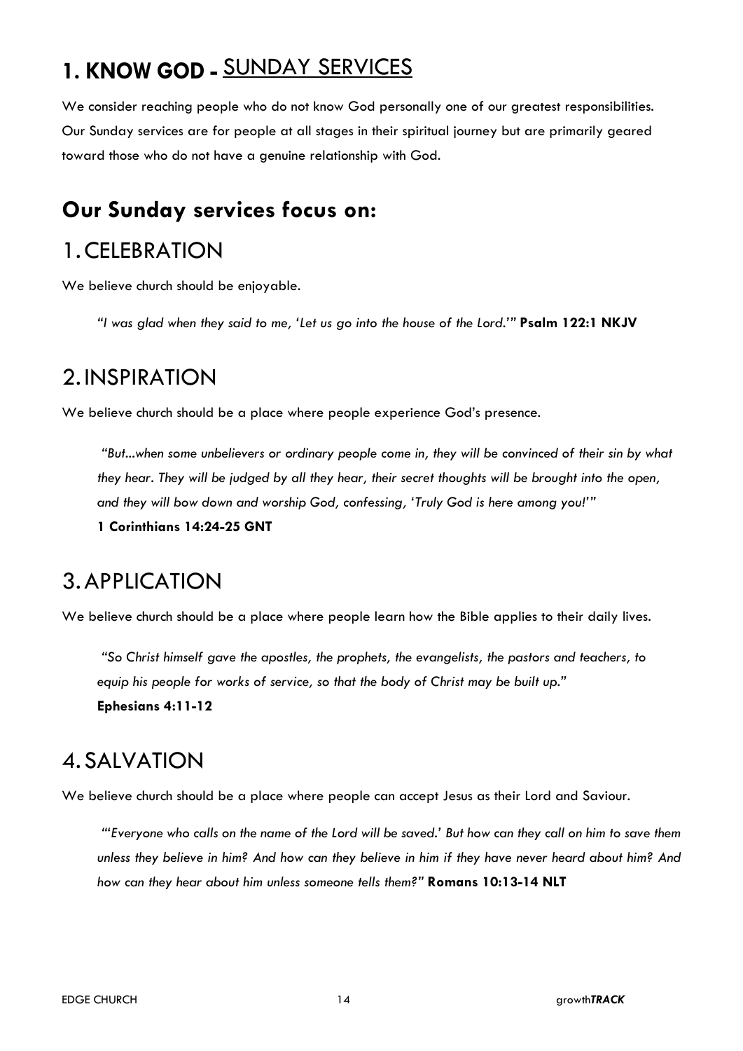# 1. KNOW GOD - SUNDAY SERVICES

We consider reaching people who do not know God personally one of our greatest responsibilities. Our Sunday services are for people at all stages in their spiritual journey but are primarily geared toward those who do not have a genuine relationship with God.

## Our Sunday services focus on:

## 1. CELEBRATION

We believe church should be enjoyable.

> *"I was glad when they said to me, 'Let us go into the house of the Lord.'"* **Psalm 122:1 NKJV**

## 2. INSPIRATION

We believe church should be a place where people experience God's presence.

> *"But...when some unbelievers or ordinary people come in, they will be convinced of their sin by what they hear. They will be judged by all they hear, their secret thoughts will be brought into the open, and they will bow down and worship God, confessing, 'Truly God is here among you!'"*
> **1 Corinthians 14:24-25 GNT**

## 3. APPLICATION

We believe church should be a place where people learn how the Bible applies to their daily lives.

> *"So Christ himself gave the apostles, the prophets, the evangelists, the pastors and teachers, to equip his people for works of service, so that the body of Christ may be built up."*
> **Ephesians 4:11-12**

## 4. SALVATION

We believe church should be a place where people can accept Jesus as their Lord and Saviour.

> *"'Everyone who calls on the name of the Lord will be saved.' But how can they call on him to save them unless they believe in him? And how can they believe in him if they have never heard about him? And how can they hear about him unless someone tells them?"* **Romans 10:13-14 NLT**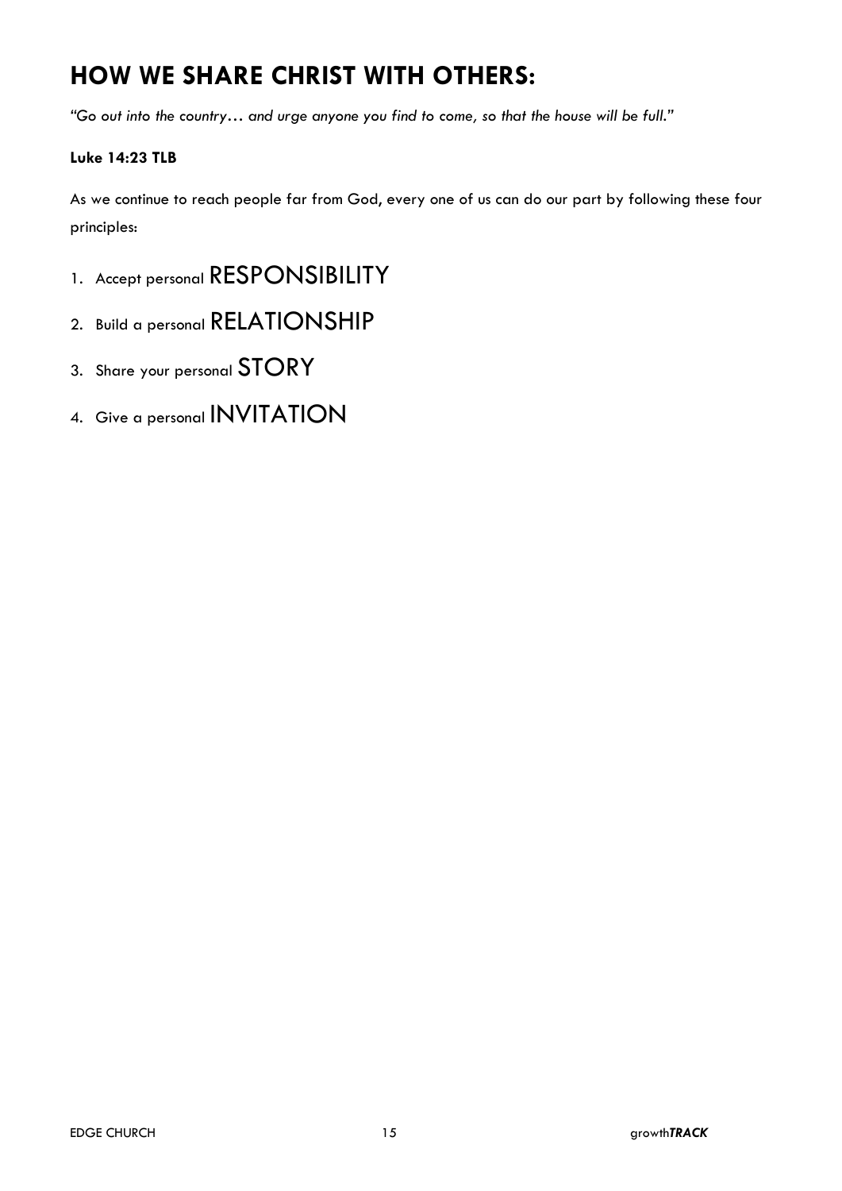# HOW WE SHARE CHRIST WITH OTHERS:

*"Go out into the country… and urge anyone you find to come, so that the house will be full."*

**Luke 14:23 TLB**

As we continue to reach people far from God, every one of us can do our part by following these four principles:

1. Accept personal RESPONSIBILITY
2. Build a personal RELATIONSHIP
3. Share your personal STORY
4. Give a personal INVITATION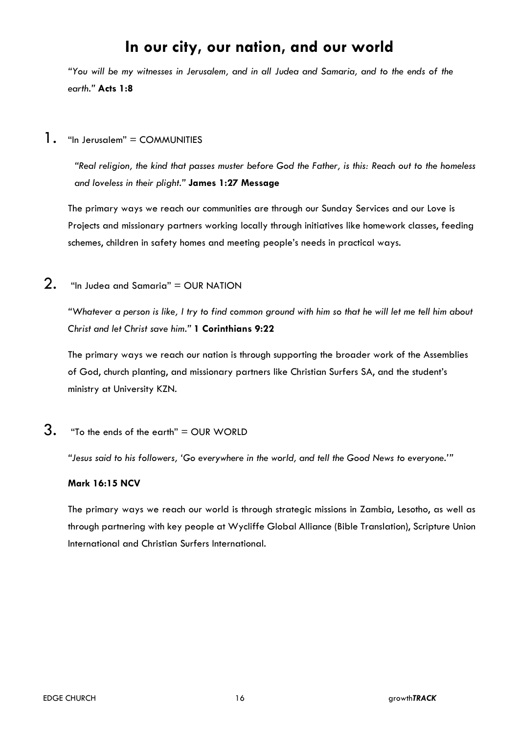# In our city, our nation, and our world

*"You will be my witnesses in Jerusalem, and in all Judea and Samaria, and to the ends of the earth."* **Acts 1:8**

1. "In Jerusalem" = COMMUNITIES

   *"Real religion, the kind that passes muster before God the Father, is this: Reach out to the homeless and loveless in their plight."* **James 1:27 Message**

   The primary ways we reach our communities are through our Sunday Services and our Love is Projects and missionary partners working locally through initiatives like homework classes, feeding schemes, children in safety homes and meeting people's needs in practical ways.

2. "In Judea and Samaria" = OUR NATION

   *"Whatever a person is like, I try to find common ground with him so that he will let me tell him about Christ and let Christ save him."* **1 Corinthians 9:22**

   The primary ways we reach our nation is through supporting the broader work of the Assemblies of God, church planting, and missionary partners like Christian Surfers SA, and the student's ministry at University KZN.

3. "To the ends of the earth" = OUR WORLD

   *"Jesus said to his followers, 'Go everywhere in the world, and tell the Good News to everyone.'"*

   **Mark 16:15 NCV**

   The primary ways we reach our world is through strategic missions in Zambia, Lesotho, as well as through partnering with key people at Wycliffe Global Alliance (Bible Translation), Scripture Union International and Christian Surfers International.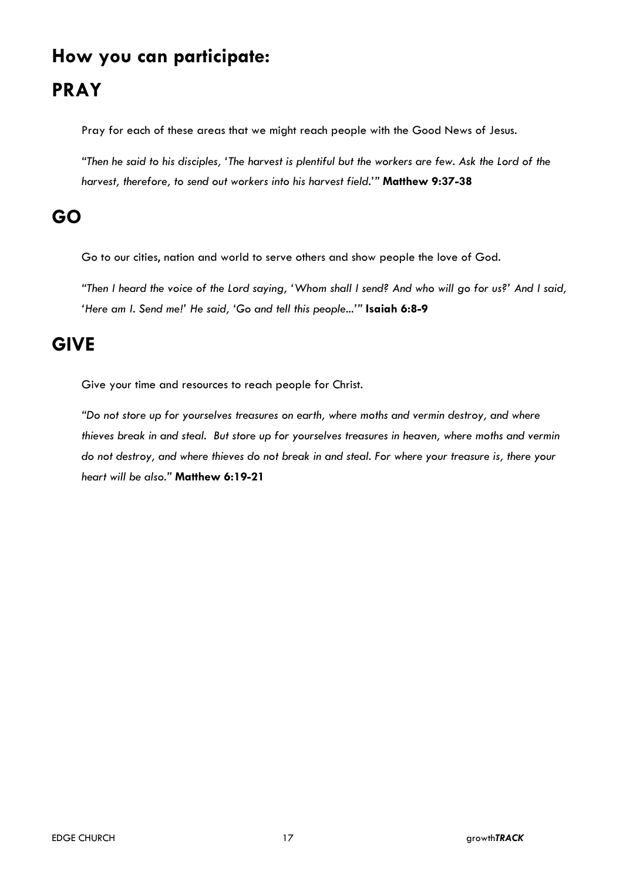## How you can participate:

## PRAY

Pray for each of these areas that we might reach people with the Good News of Jesus.

*"Then he said to his disciples, 'The harvest is plentiful but the workers are few. Ask the Lord of the harvest, therefore, to send out workers into his harvest field.'"* **Matthew 9:37-38**

## GO

Go to our cities, nation and world to serve others and show people the love of God.

*"Then I heard the voice of the Lord saying, 'Whom shall I send? And who will go for us?' And I said, 'Here am I. Send me!' He said, 'Go and tell this people...'"* **Isaiah 6:8-9**

## GIVE

Give your time and resources to reach people for Christ.

*"Do not store up for yourselves treasures on earth, where moths and vermin destroy, and where thieves break in and steal. But store up for yourselves treasures in heaven, where moths and vermin do not destroy, and where thieves do not break in and steal. For where your treasure is, there your heart will be also."* **Matthew 6:19-21**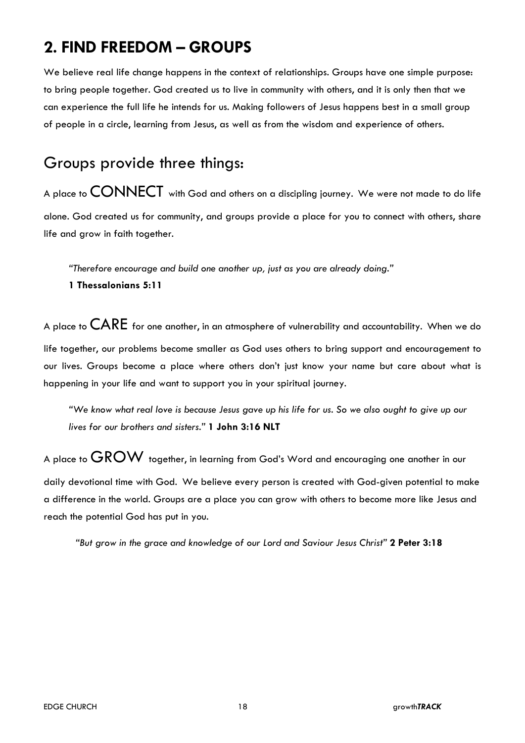## 2. FIND FREEDOM – GROUPS

We believe real life change happens in the context of relationships. Groups have one simple purpose: to bring people together. God created us to live in community with others, and it is only then that we can experience the full life he intends for us. Making followers of Jesus happens best in a small group of people in a circle, learning from Jesus, as well as from the wisdom and experience of others.

## Groups provide three things:

A place to CONNECT with God and others on a discipling journey. We were not made to do life alone. God created us for community, and groups provide a place for you to connect with others, share life and grow in faith together.

> *"Therefore encourage and build one another up, just as you are already doing."*
> **1 Thessalonians 5:11**

A place to CARE for one another, in an atmosphere of vulnerability and accountability. When we do life together, our problems become smaller as God uses others to bring support and encouragement to our lives. Groups become a place where others don't just know your name but care about what is happening in your life and want to support you in your spiritual journey.

> *"We know what real love is because Jesus gave up his life for us. So we also ought to give up our lives for our brothers and sisters."* **1 John 3:16 NLT**

A place to GROW together, in learning from God's Word and encouraging one another in our daily devotional time with God. We believe every person is created with God-given potential to make a difference in the world. Groups are a place you can grow with others to become more like Jesus and reach the potential God has put in you.

> *"But grow in the grace and knowledge of our Lord and Saviour Jesus Christ"* **2 Peter 3:18**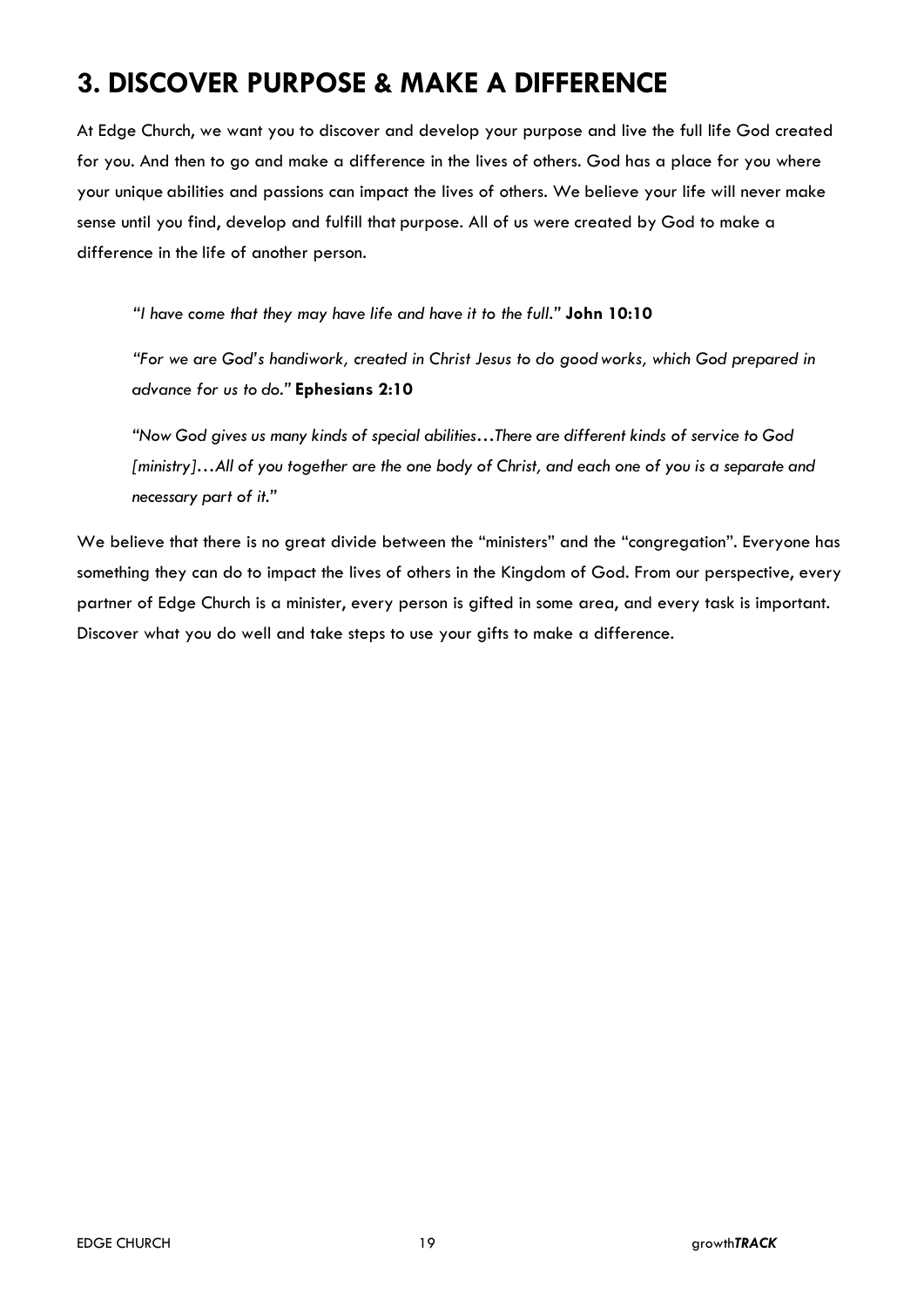# 3. DISCOVER PURPOSE & MAKE A DIFFERENCE

At Edge Church, we want you to discover and develop your purpose and live the full life God created for you. And then to go and make a difference in the lives of others. God has a place for you where your unique abilities and passions can impact the lives of others. We believe your life will never make sense until you find, develop and fulfill that purpose. All of us were created by God to make a difference in the life of another person.

> *"I have come that they may have life and have it to the full."* **John 10:10**
>
> *"For we are God's handiwork, created in Christ Jesus to do good works, which God prepared in advance for us to do."* **Ephesians 2:10**
>
> *"Now God gives us many kinds of special abilities…There are different kinds of service to God [ministry]…All of you together are the one body of Christ, and each one of you is a separate and necessary part of it."*

We believe that there is no great divide between the "ministers" and the "congregation". Everyone has something they can do to impact the lives of others in the Kingdom of God. From our perspective, every partner of Edge Church is a minister, every person is gifted in some area, and every task is important. Discover what you do well and take steps to use your gifts to make a difference.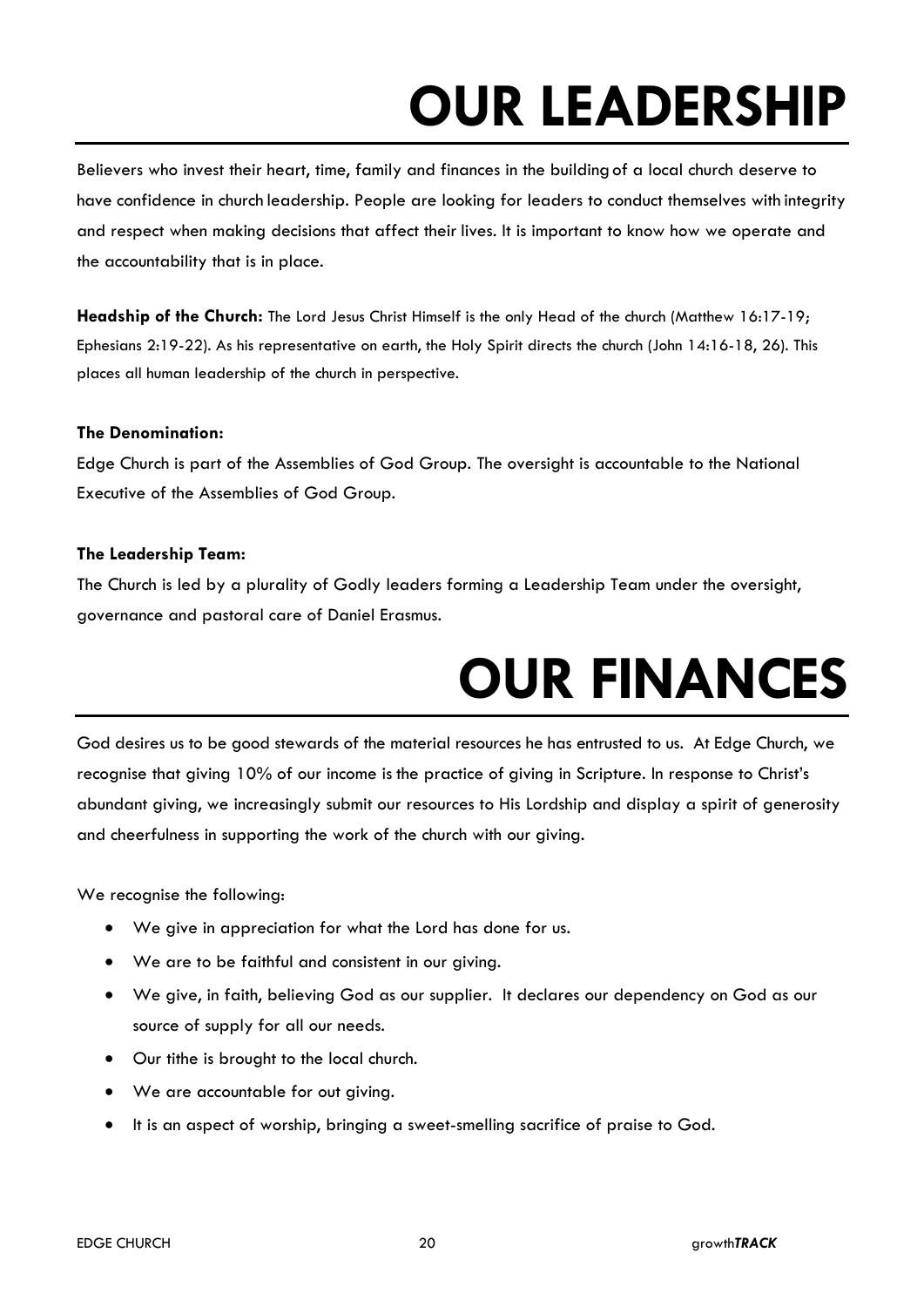# OUR LEADERSHIP

Believers who invest their heart, time, family and finances in the building of a local church deserve to have confidence in church leadership. People are looking for leaders to conduct themselves with integrity and respect when making decisions that affect their lives. It is important to know how we operate and the accountability that is in place.

**Headship of the Church:** The Lord Jesus Christ Himself is the only Head of the church (Matthew 16:17-19; Ephesians 2:19-22). As his representative on earth, the Holy Spirit directs the church (John 14:16-18, 26). This places all human leadership of the church in perspective.

**The Denomination:**
Edge Church is part of the Assemblies of God Group. The oversight is accountable to the National Executive of the Assemblies of God Group.

**The Leadership Team:**
The Church is led by a plurality of Godly leaders forming a Leadership Team under the oversight, governance and pastoral care of Daniel Erasmus.

# OUR FINANCES

God desires us to be good stewards of the material resources he has entrusted to us. At Edge Church, we recognise that giving 10% of our income is the practice of giving in Scripture. In response to Christ's abundant giving, we increasingly submit our resources to His Lordship and display a spirit of generosity and cheerfulness in supporting the work of the church with our giving.

We recognise the following:

- We give in appreciation for what the Lord has done for us.
- We are to be faithful and consistent in our giving.
- We give, in faith, believing God as our supplier. It declares our dependency on God as our source of supply for all our needs.
- Our tithe is brought to the local church.
- We are accountable for out giving.
- It is an aspect of worship, bringing a sweet-smelling sacrifice of praise to God.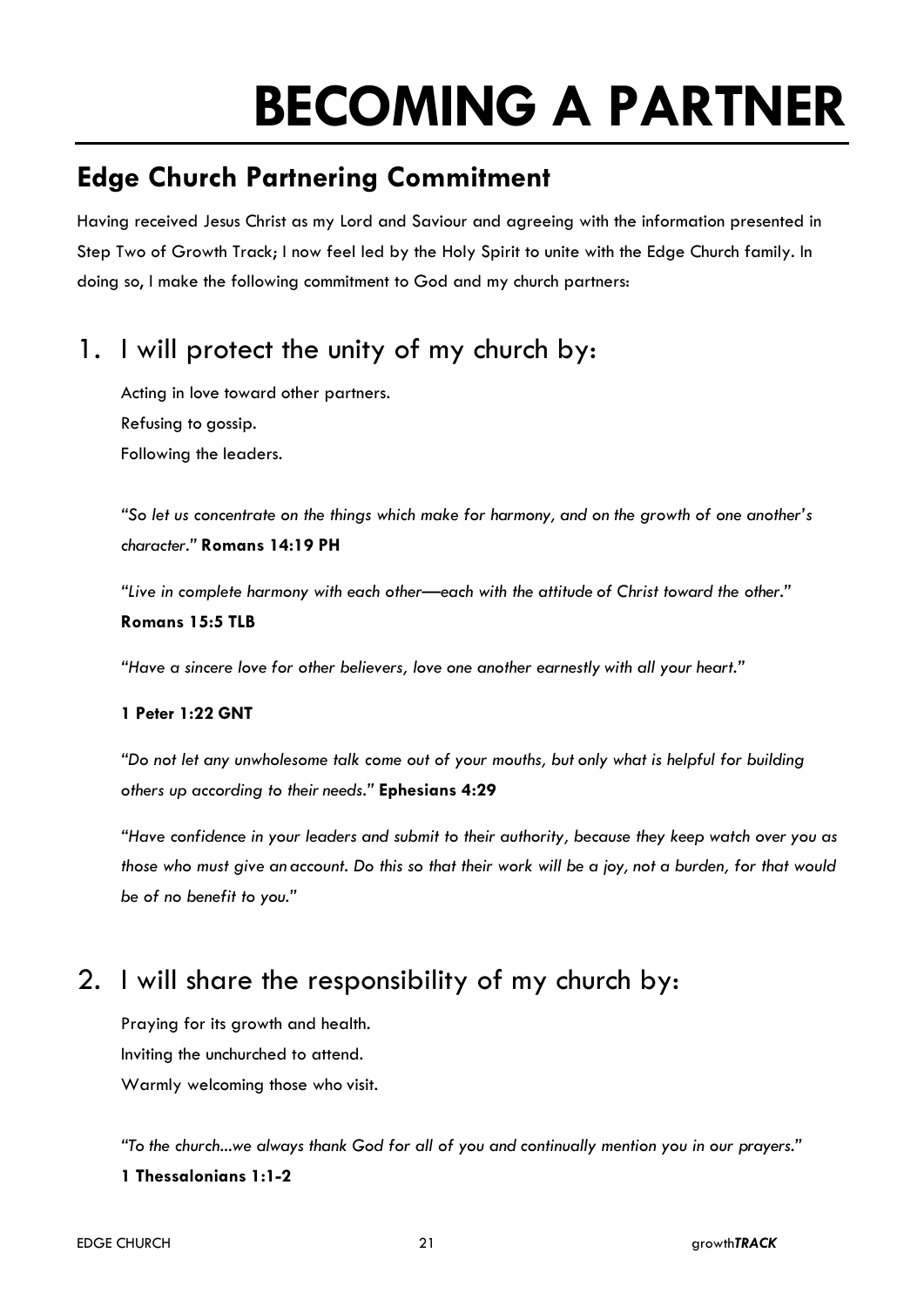# BECOMING A PARTNER

## Edge Church Partnering Commitment

Having received Jesus Christ as my Lord and Saviour and agreeing with the information presented in Step Two of Growth Track; I now feel led by the Holy Spirit to unite with the Edge Church family. In doing so, I make the following commitment to God and my church partners:

## 1. I will protect the unity of my church by:

Acting in love toward other partners.
Refusing to gossip.
Following the leaders.

*"So let us concentrate on the things which make for harmony, and on the growth of one another's character."* **Romans 14:19 PH**

*"Live in complete harmony with each other—each with the attitude of Christ toward the other."* **Romans 15:5 TLB**

*"Have a sincere love for other believers, love one another earnestly with all your heart."*

**1 Peter 1:22 GNT**

*"Do not let any unwholesome talk come out of your mouths, but only what is helpful for building others up according to their needs."* **Ephesians 4:29**

*"Have confidence in your leaders and submit to their authority, because they keep watch over you as those who must give an account. Do this so that their work will be a joy, not a burden, for that would be of no benefit to you."*

## 2. I will share the responsibility of my church by:

Praying for its growth and health.
Inviting the unchurched to attend.
Warmly welcoming those who visit.

*"To the church...we always thank God for all of you and continually mention you in our prayers."*
**1 Thessalonians 1:1-2**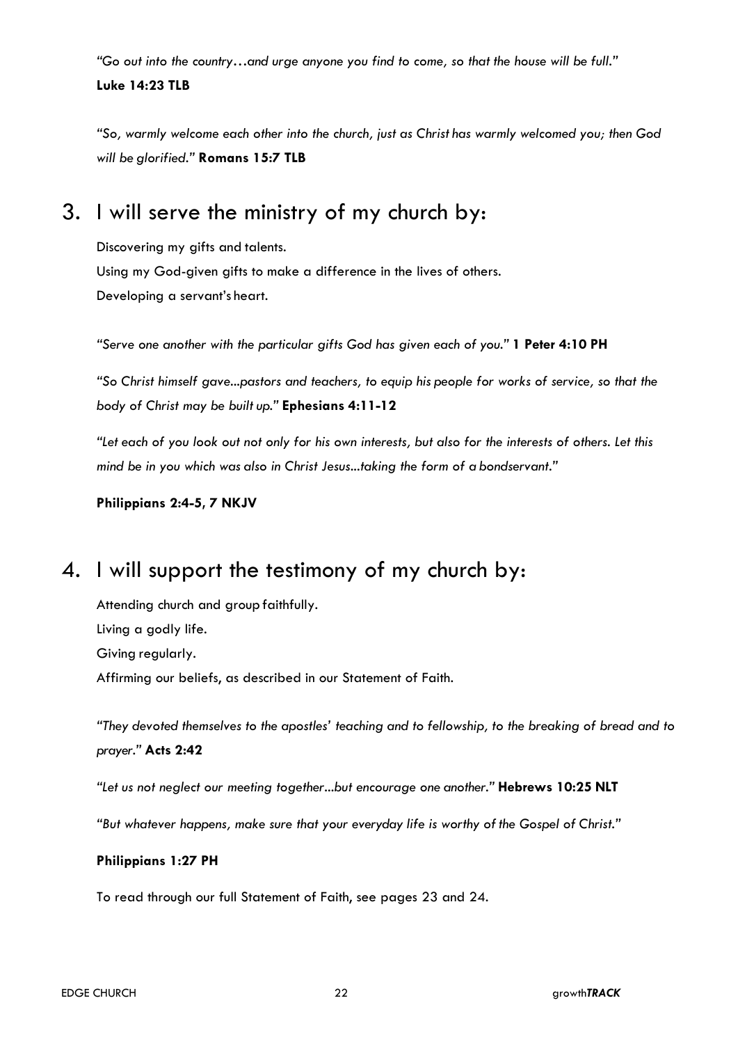*"Go out into the country…and urge anyone you find to come, so that the house will be full."*
**Luke 14:23 TLB**

*"So, warmly welcome each other into the church, just as Christ has warmly welcomed you; then God will be glorified."* **Romans 15:7 TLB**

## 3. I will serve the ministry of my church by:

Discovering my gifts and talents.
Using my God-given gifts to make a difference in the lives of others.
Developing a servant's heart.

*"Serve one another with the particular gifts God has given each of you."* **1 Peter 4:10 PH**

*"So Christ himself gave...pastors and teachers, to equip his people for works of service, so that the body of Christ may be built up."* **Ephesians 4:11-12**

*"Let each of you look out not only for his own interests, but also for the interests of others. Let this mind be in you which was also in Christ Jesus...taking the form of a bondservant."*

**Philippians 2:4-5, 7 NKJV**

## 4. I will support the testimony of my church by:

Attending church and group faithfully.
Living a godly life.
Giving regularly.
Affirming our beliefs, as described in our Statement of Faith.

*"They devoted themselves to the apostles' teaching and to fellowship, to the breaking of bread and to prayer."* **Acts 2:42**

*"Let us not neglect our meeting together...but encourage one another."* **Hebrews 10:25 NLT**

*"But whatever happens, make sure that your everyday life is worthy of the Gospel of Christ."*

**Philippians 1:27 PH**

To read through our full Statement of Faith, see pages 23 and 24.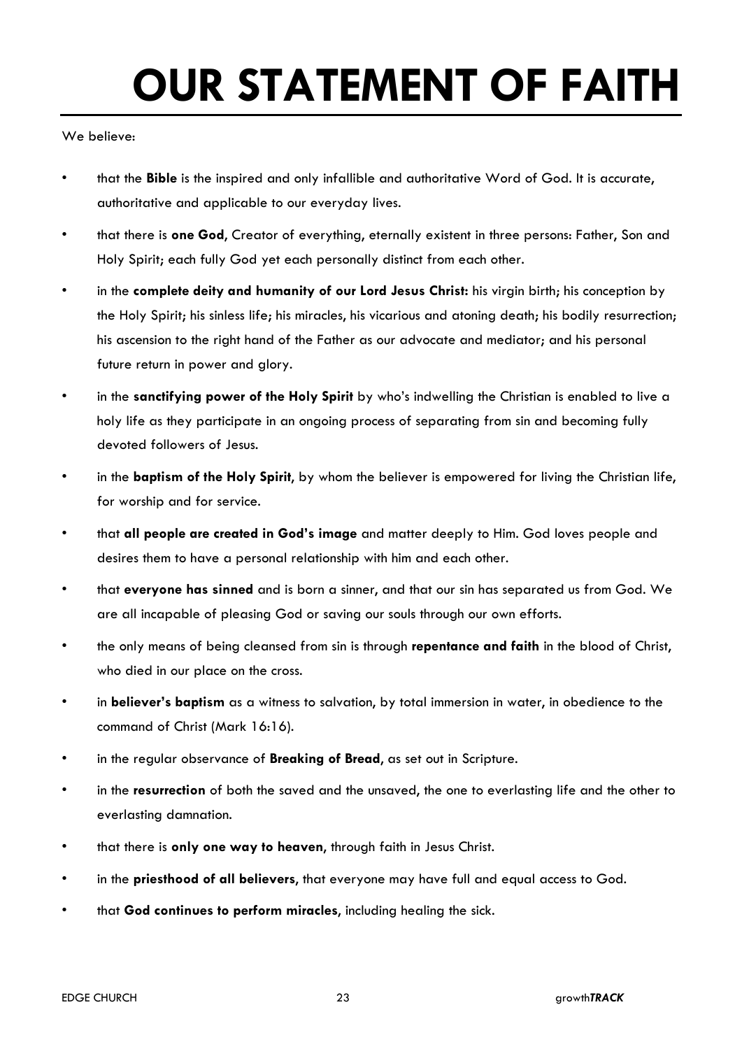# OUR STATEMENT OF FAITH

We believe:

- that the **Bible** is the inspired and only infallible and authoritative Word of God. It is accurate, authoritative and applicable to our everyday lives.
- that there is **one God**, Creator of everything, eternally existent in three persons: Father, Son and Holy Spirit; each fully God yet each personally distinct from each other.
- in the **complete deity and humanity of our Lord Jesus Christ:** his virgin birth; his conception by the Holy Spirit; his sinless life; his miracles, his vicarious and atoning death; his bodily resurrection; his ascension to the right hand of the Father as our advocate and mediator; and his personal future return in power and glory.
- in the **sanctifying power of the Holy Spirit** by who's indwelling the Christian is enabled to live a holy life as they participate in an ongoing process of separating from sin and becoming fully devoted followers of Jesus.
- in the **baptism of the Holy Spirit**, by whom the believer is empowered for living the Christian life, for worship and for service.
- that **all people are created in God's image** and matter deeply to Him. God loves people and desires them to have a personal relationship with him and each other.
- that **everyone has sinned** and is born a sinner, and that our sin has separated us from God. We are all incapable of pleasing God or saving our souls through our own efforts.
- the only means of being cleansed from sin is through **repentance and faith** in the blood of Christ, who died in our place on the cross.
- in **believer's baptism** as a witness to salvation, by total immersion in water, in obedience to the command of Christ (Mark 16:16).
- in the regular observance of **Breaking of Bread**, as set out in Scripture.
- in the **resurrection** of both the saved and the unsaved, the one to everlasting life and the other to everlasting damnation.
- that there is **only one way to heaven**, through faith in Jesus Christ.
- in the **priesthood of all believers**, that everyone may have full and equal access to God.
- that **God continues to perform miracles**, including healing the sick.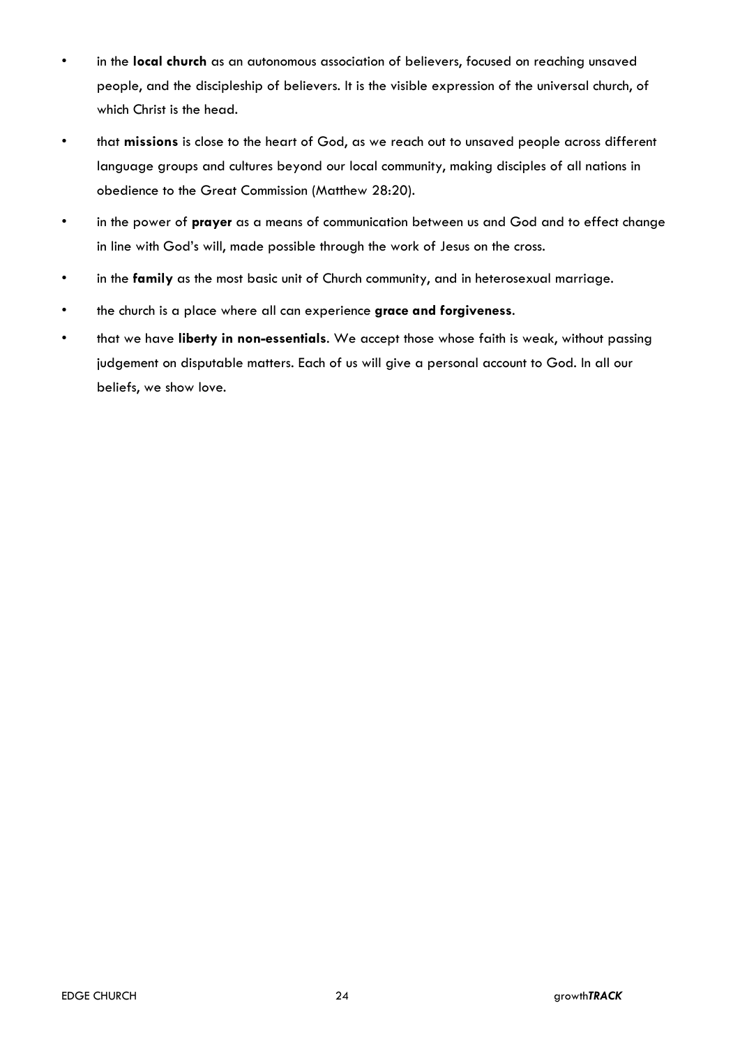- in the **local church** as an autonomous association of believers, focused on reaching unsaved people, and the discipleship of believers. It is the visible expression of the universal church, of which Christ is the head.
- that **missions** is close to the heart of God, as we reach out to unsaved people across different language groups and cultures beyond our local community, making disciples of all nations in obedience to the Great Commission (Matthew 28:20).
- in the power of **prayer** as a means of communication between us and God and to effect change in line with God's will, made possible through the work of Jesus on the cross.
- in the **family** as the most basic unit of Church community, and in heterosexual marriage.
- the church is a place where all can experience **grace and forgiveness**.
- that we have **liberty in non-essentials**. We accept those whose faith is weak, without passing judgement on disputable matters. Each of us will give a personal account to God. In all our beliefs, we show love.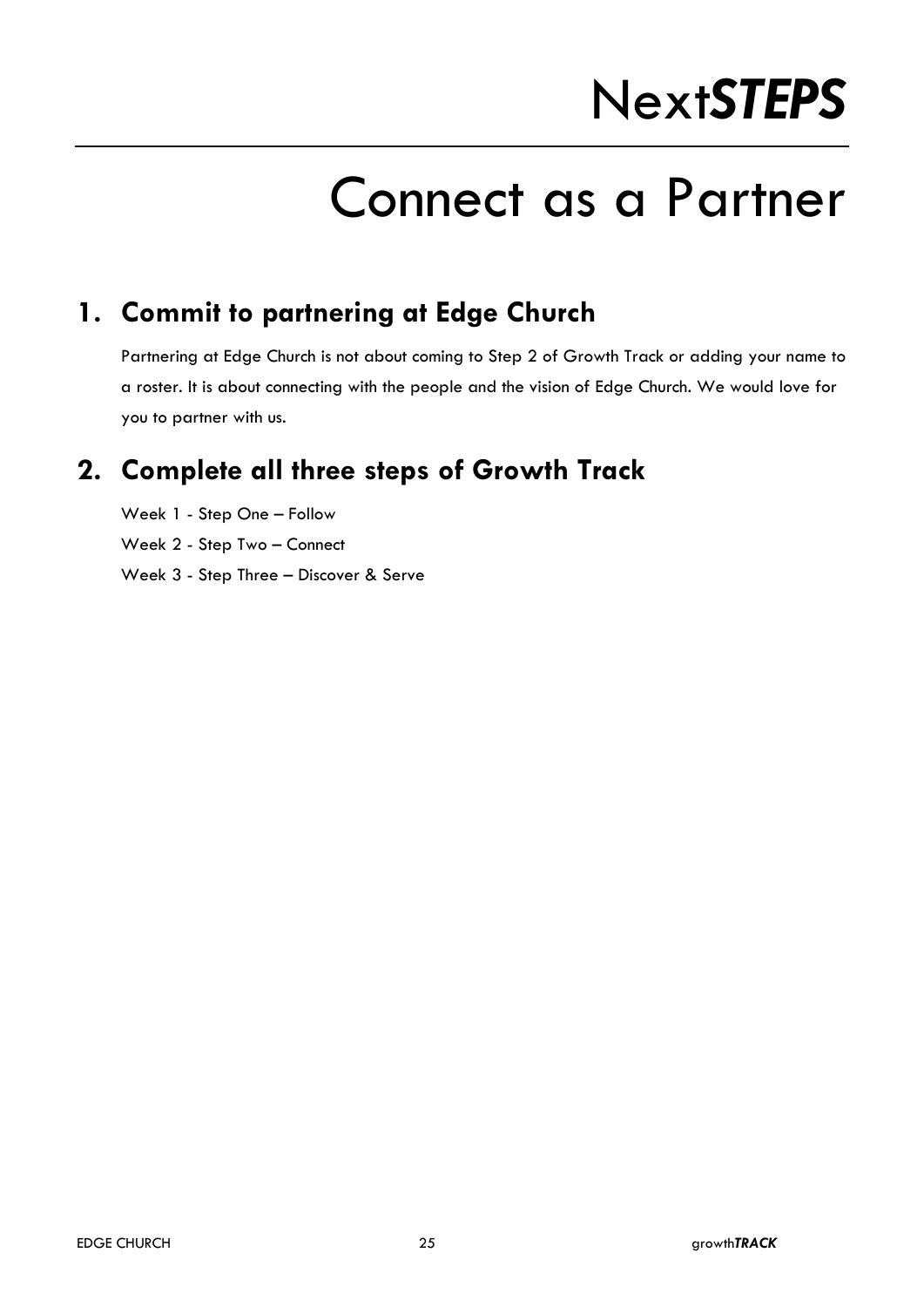# Next*STEPS*

## Connect as a Partner

### 1. Commit to partnering at Edge Church

Partnering at Edge Church is not about coming to Step 2 of Growth Track or adding your name to a roster. It is about connecting with the people and the vision of Edge Church. We would love for you to partner with us.

### 2. Complete all three steps of Growth Track

Week 1 - Step One – Follow

Week 2 - Step Two – Connect

Week 3 - Step Three – Discover & Serve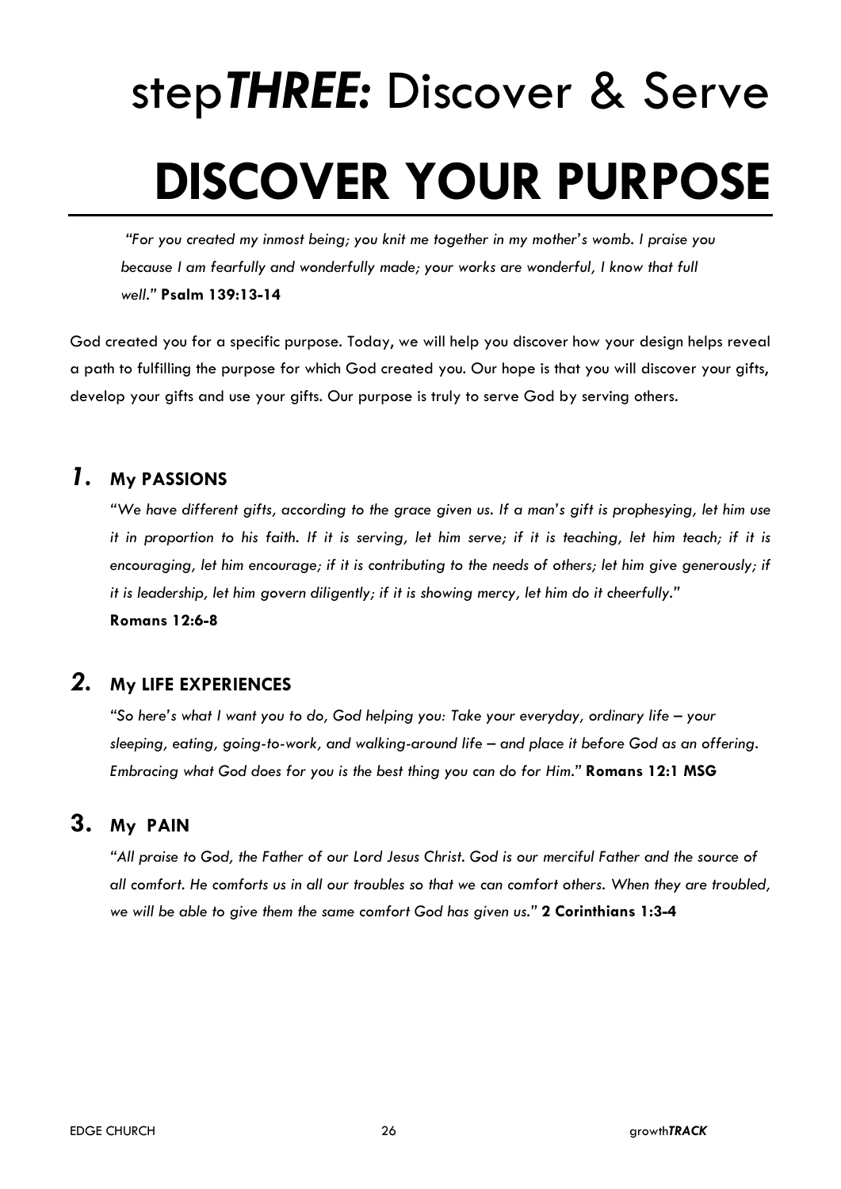# step***THREE:*** Discover & Serve

# DISCOVER YOUR PURPOSE

*"For you created my inmost being; you knit me together in my mother's womb. I praise you because I am fearfully and wonderfully made; your works are wonderful, I know that full well."* **Psalm 139:13-14**

God created you for a specific purpose. Today, we will help you discover how your design helps reveal a path to fulfilling the purpose for which God created you. Our hope is that you will discover your gifts, develop your gifts and use your gifts. Our purpose is truly to serve God by serving others.

## *1.* My PASSIONS

*"We have different gifts, according to the grace given us. If a man's gift is prophesying, let him use it in proportion to his faith. If it is serving, let him serve; if it is teaching, let him teach; if it is encouraging, let him encourage; if it is contributing to the needs of others; let him give generously; if it is leadership, let him govern diligently; if it is showing mercy, let him do it cheerfully."*
**Romans 12:6-8**

## *2.* My LIFE EXPERIENCES

*"So here's what I want you to do, God helping you: Take your everyday, ordinary life – your sleeping, eating, going-to-work, and walking-around life – and place it before God as an offering. Embracing what God does for you is the best thing you can do for Him."* **Romans 12:1 MSG**

## 3. My PAIN

*"All praise to God, the Father of our Lord Jesus Christ. God is our merciful Father and the source of all comfort. He comforts us in all our troubles so that we can comfort others. When they are troubled, we will be able to give them the same comfort God has given us."* **2 Corinthians 1:3-4**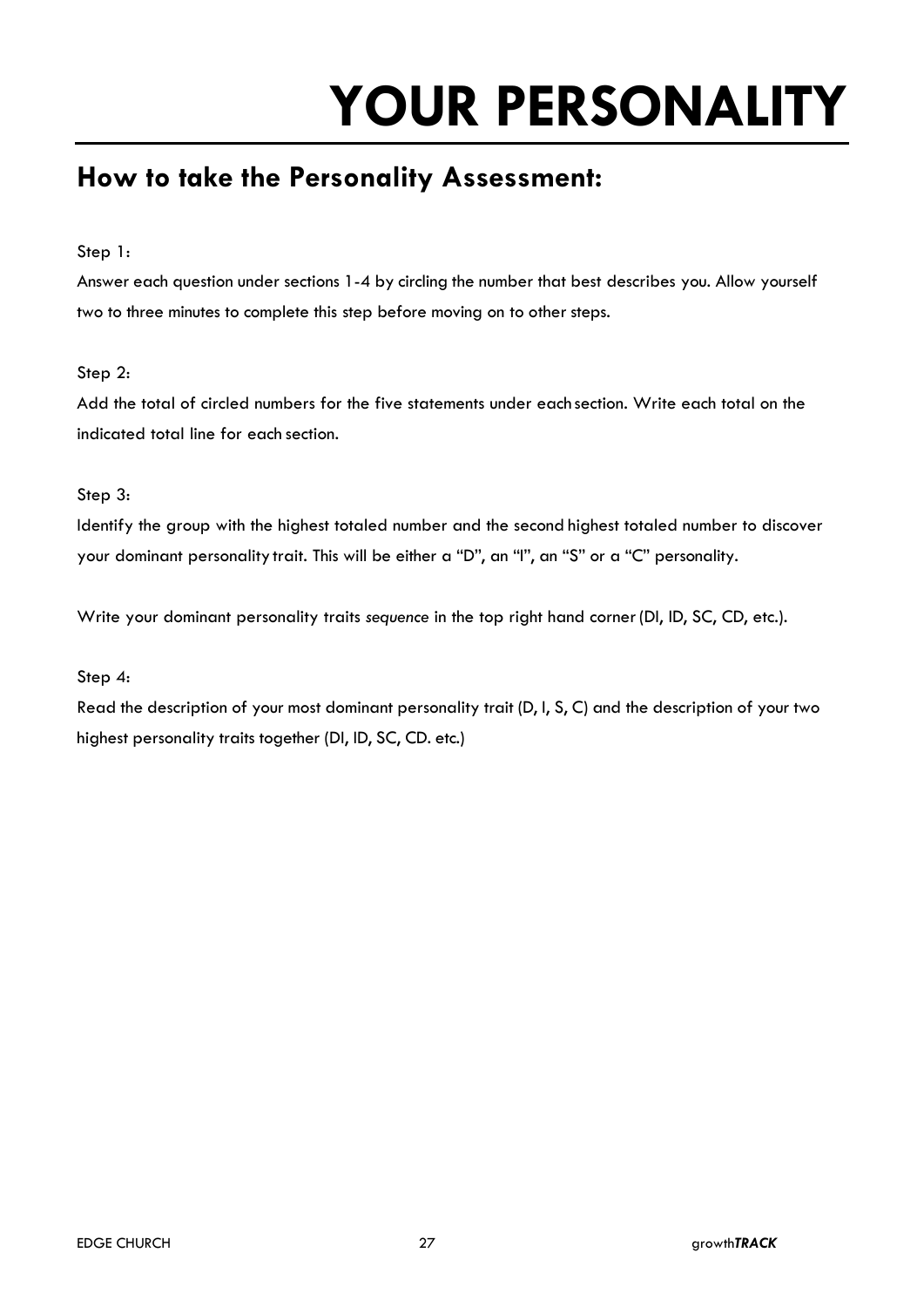# YOUR PERSONALITY

## How to take the Personality Assessment:

Step 1：

Answer each question under sections 1-4 by circling the number that best describes you. Allow yourself two to three minutes to complete this step before moving on to other steps.

Step 2:

Add the total of circled numbers for the five statements under each section. Write each total on the indicated total line for each section.

Step 3:

Identify the group with the highest totaled number and the second highest totaled number to discover your dominant personality trait. This will be either a "D", an "I", an "S" or a "C" personality.

Write your dominant personality traits *sequence* in the top right hand corner (DI, ID, SC, CD, etc.).

Step 4:

Read the description of your most dominant personality trait (D, I, S, C) and the description of your two highest personality traits together (DI, ID, SC, CD. etc.)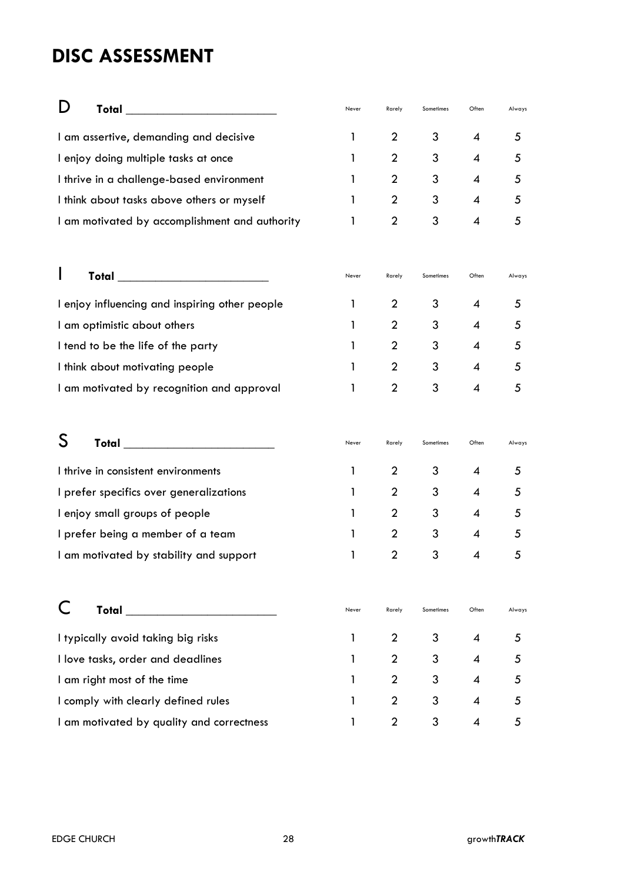# DISC ASSESSMENT

| D **Total** ________________________ | Never | Rarely | Sometimes | Often | Always |
|---|---|---|---|---|---|
| I am assertive, demanding and decisive | 1 | 2 | 3 | 4 | 5 |
| I enjoy doing multiple tasks at once | 1 | 2 | 3 | 4 | 5 |
| I thrive in a challenge-based environment | 1 | 2 | 3 | 4 | 5 |
| I think about tasks above others or myself | 1 | 2 | 3 | 4 | 5 |
| I am motivated by accomplishment and authority | 1 | 2 | 3 | 4 | 5 |

| I **Total** ________________________ | Never | Rarely | Sometimes | Often | Always |
|---|---|---|---|---|---|
| I enjoy influencing and inspiring other people | 1 | 2 | 3 | 4 | 5 |
| I am optimistic about others | 1 | 2 | 3 | 4 | 5 |
| I tend to be the life of the party | 1 | 2 | 3 | 4 | 5 |
| I think about motivating people | 1 | 2 | 3 | 4 | 5 |
| I am motivated by recognition and approval | 1 | 2 | 3 | 4 | 5 |

| S **Total** ________________________ | Never | Rarely | Sometimes | Often | Always |
|---|---|---|---|---|---|
| I thrive in consistent environments | 1 | 2 | 3 | 4 | 5 |
| I prefer specifics over generalizations | 1 | 2 | 3 | 4 | 5 |
| I enjoy small groups of people | 1 | 2 | 3 | 4 | 5 |
| I prefer being a member of a team | 1 | 2 | 3 | 4 | 5 |
| I am motivated by stability and support | 1 | 2 | 3 | 4 | 5 |

| C **Total** ________________________ | Never | Rarely | Sometimes | Often | Always |
|---|---|---|---|---|---|
| I typically avoid taking big risks | 1 | 2 | 3 | 4 | 5 |
| I love tasks, order and deadlines | 1 | 2 | 3 | 4 | 5 |
| I am right most of the time | 1 | 2 | 3 | 4 | 5 |
| I comply with clearly defined rules | 1 | 2 | 3 | 4 | 5 |
| I am motivated by quality and correctness | 1 | 2 | 3 | 4 | 5 |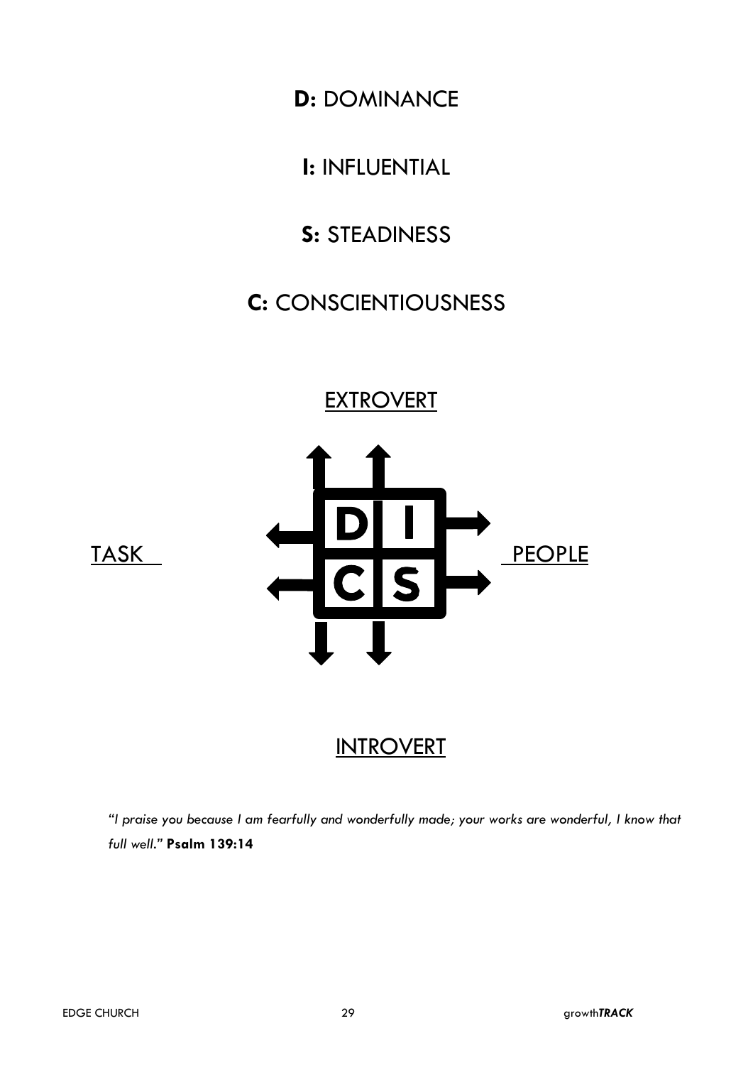**D:** DOMINANCE

**I:** INFLUENTIAL

**S:** STEADINESS

**C:** CONSCIENTIOUSNESS

EXTROVERT

TASK

D I
C S

PEOPLE

INTROVERT

*"I praise you because I am fearfully and wonderfully made; your works are wonderful, I know that full well."* **Psalm 139:14**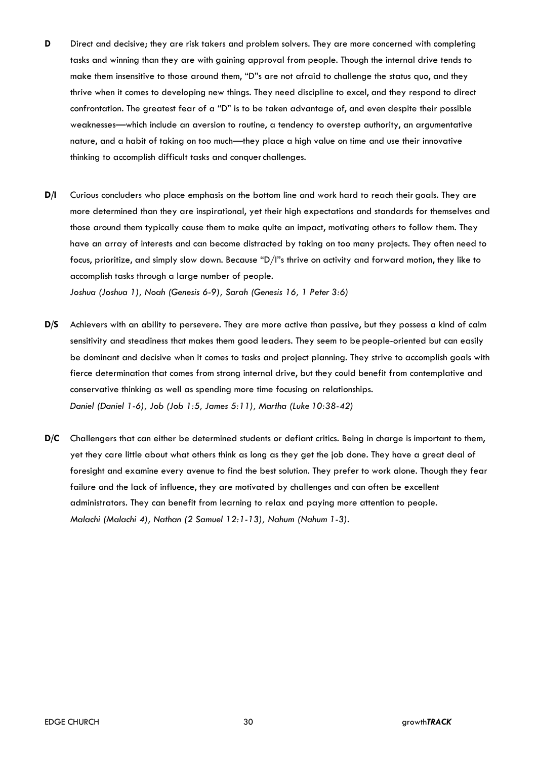**D** Direct and decisive; they are risk takers and problem solvers. They are more concerned with completing tasks and winning than they are with gaining approval from people. Though the internal drive tends to make them insensitive to those around them, "D"s are not afraid to challenge the status quo, and they thrive when it comes to developing new things. They need discipline to excel, and they respond to direct confrontation. The greatest fear of a "D" is to be taken advantage of, and even despite their possible weaknesses—which include an aversion to routine, a tendency to overstep authority, an argumentative nature, and a habit of taking on too much—they place a high value on time and use their innovative thinking to accomplish difficult tasks and conquer challenges.

**D/I** Curious concluders who place emphasis on the bottom line and work hard to reach their goals. They are more determined than they are inspirational, yet their high expectations and standards for themselves and those around them typically cause them to make quite an impact, motivating others to follow them. They have an array of interests and can become distracted by taking on too many projects. They often need to focus, prioritize, and simply slow down. Because "D/I"s thrive on activity and forward motion, they like to accomplish tasks through a large number of people.
*Joshua (Joshua 1), Noah (Genesis 6-9), Sarah (Genesis 16, 1 Peter 3:6)*

**D/S** Achievers with an ability to persevere. They are more active than passive, but they possess a kind of calm sensitivity and steadiness that makes them good leaders. They seem to be people-oriented but can easily be dominant and decisive when it comes to tasks and project planning. They strive to accomplish goals with fierce determination that comes from strong internal drive, but they could benefit from contemplative and conservative thinking as well as spending more time focusing on relationships.
*Daniel (Daniel 1-6), Job (Job 1:5, James 5:11), Martha (Luke 10:38-42)*

**D/C** Challengers that can either be determined students or defiant critics. Being in charge is important to them, yet they care little about what others think as long as they get the job done. They have a great deal of foresight and examine every avenue to find the best solution. They prefer to work alone. Though they fear failure and the lack of influence, they are motivated by challenges and can often be excellent administrators. They can benefit from learning to relax and paying more attention to people.
*Malachi (Malachi 4), Nathan (2 Samuel 12:1-13), Nahum (Nahum 1-3).*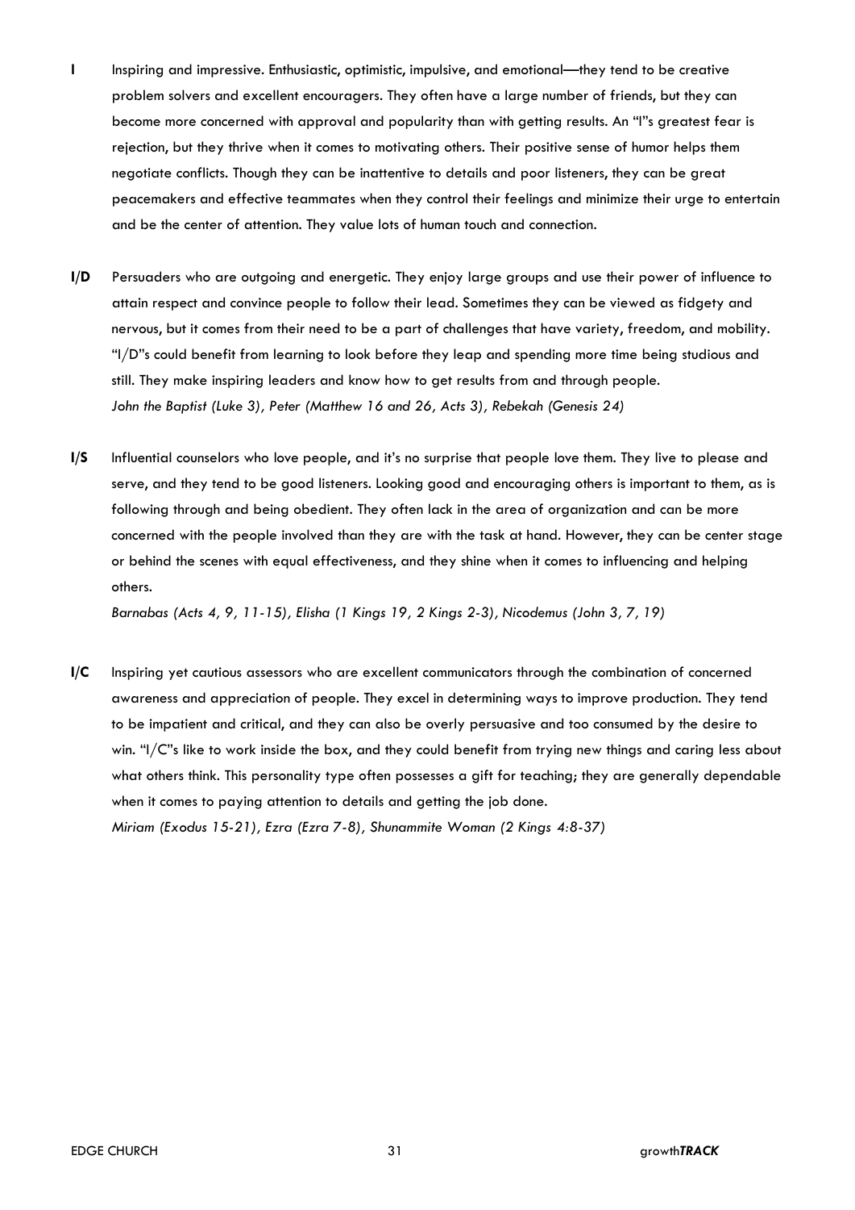**I** Inspiring and impressive. Enthusiastic, optimistic, impulsive, and emotional—they tend to be creative problem solvers and excellent encouragers. They often have a large number of friends, but they can become more concerned with approval and popularity than with getting results. An "I"s greatest fear is rejection, but they thrive when it comes to motivating others. Their positive sense of humor helps them negotiate conflicts. Though they can be inattentive to details and poor listeners, they can be great peacemakers and effective teammates when they control their feelings and minimize their urge to entertain and be the center of attention. They value lots of human touch and connection.

**I/D** Persuaders who are outgoing and energetic. They enjoy large groups and use their power of influence to attain respect and convince people to follow their lead. Sometimes they can be viewed as fidgety and nervous, but it comes from their need to be a part of challenges that have variety, freedom, and mobility. "I/D"s could benefit from learning to look before they leap and spending more time being studious and still. They make inspiring leaders and know how to get results from and through people.
*John the Baptist (Luke 3), Peter (Matthew 16 and 26, Acts 3), Rebekah (Genesis 24)*

**I/S** Influential counselors who love people, and it's no surprise that people love them. They live to please and serve, and they tend to be good listeners. Looking good and encouraging others is important to them, as is following through and being obedient. They often lack in the area of organization and can be more concerned with the people involved than they are with the task at hand. However, they can be center stage or behind the scenes with equal effectiveness, and they shine when it comes to influencing and helping others.
*Barnabas (Acts 4, 9, 11-15), Elisha (1 Kings 19, 2 Kings 2-3), Nicodemus (John 3, 7, 19)*

**I/C** Inspiring yet cautious assessors who are excellent communicators through the combination of concerned awareness and appreciation of people. They excel in determining ways to improve production. They tend to be impatient and critical, and they can also be overly persuasive and too consumed by the desire to win. "I/C"s like to work inside the box, and they could benefit from trying new things and caring less about what others think. This personality type often possesses a gift for teaching; they are generally dependable when it comes to paying attention to details and getting the job done.
*Miriam (Exodus 15-21), Ezra (Ezra 7-8), Shunammite Woman (2 Kings 4:8-37)*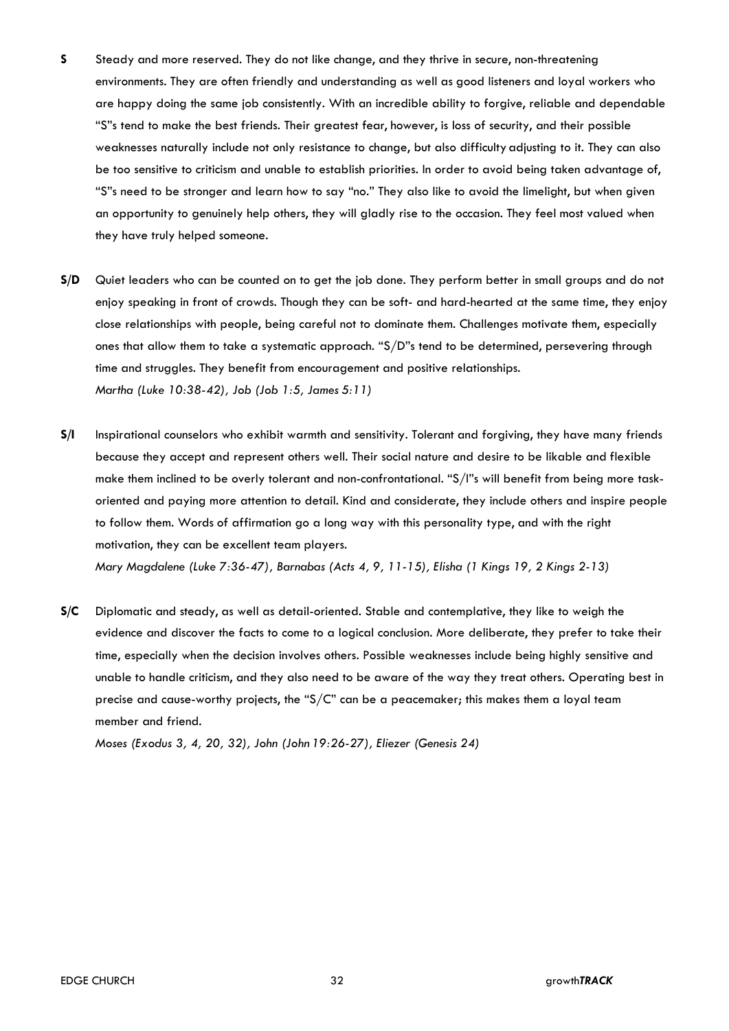**S** Steady and more reserved. They do not like change, and they thrive in secure, non-threatening environments. They are often friendly and understanding as well as good listeners and loyal workers who are happy doing the same job consistently. With an incredible ability to forgive, reliable and dependable "S"s tend to make the best friends. Their greatest fear, however, is loss of security, and their possible weaknesses naturally include not only resistance to change, but also difficulty adjusting to it. They can also be too sensitive to criticism and unable to establish priorities. In order to avoid being taken advantage of, "S"s need to be stronger and learn how to say "no." They also like to avoid the limelight, but when given an opportunity to genuinely help others, they will gladly rise to the occasion. They feel most valued when they have truly helped someone.

**S/D** Quiet leaders who can be counted on to get the job done. They perform better in small groups and do not enjoy speaking in front of crowds. Though they can be soft- and hard-hearted at the same time, they enjoy close relationships with people, being careful not to dominate them. Challenges motivate them, especially ones that allow them to take a systematic approach. "S/D"s tend to be determined, persevering through time and struggles. They benefit from encouragement and positive relationships.
*Martha (Luke 10:38-42), Job (Job 1:5, James 5:11)*

**S/I** Inspirational counselors who exhibit warmth and sensitivity. Tolerant and forgiving, they have many friends because they accept and represent others well. Their social nature and desire to be likable and flexible make them inclined to be overly tolerant and non-confrontational. "S/I"s will benefit from being more task-oriented and paying more attention to detail. Kind and considerate, they include others and inspire people to follow them. Words of affirmation go a long way with this personality type, and with the right motivation, they can be excellent team players.
*Mary Magdalene (Luke 7:36-47), Barnabas (Acts 4, 9, 11-15), Elisha (1 Kings 19, 2 Kings 2-13)*

**S/C** Diplomatic and steady, as well as detail-oriented. Stable and contemplative, they like to weigh the evidence and discover the facts to come to a logical conclusion. More deliberate, they prefer to take their time, especially when the decision involves others. Possible weaknesses include being highly sensitive and unable to handle criticism, and they also need to be aware of the way they treat others. Operating best in precise and cause-worthy projects, the "S/C" can be a peacemaker; this makes them a loyal team member and friend.
*Moses (Exodus 3, 4, 20, 32), John (John 19:26-27), Eliezer (Genesis 24)*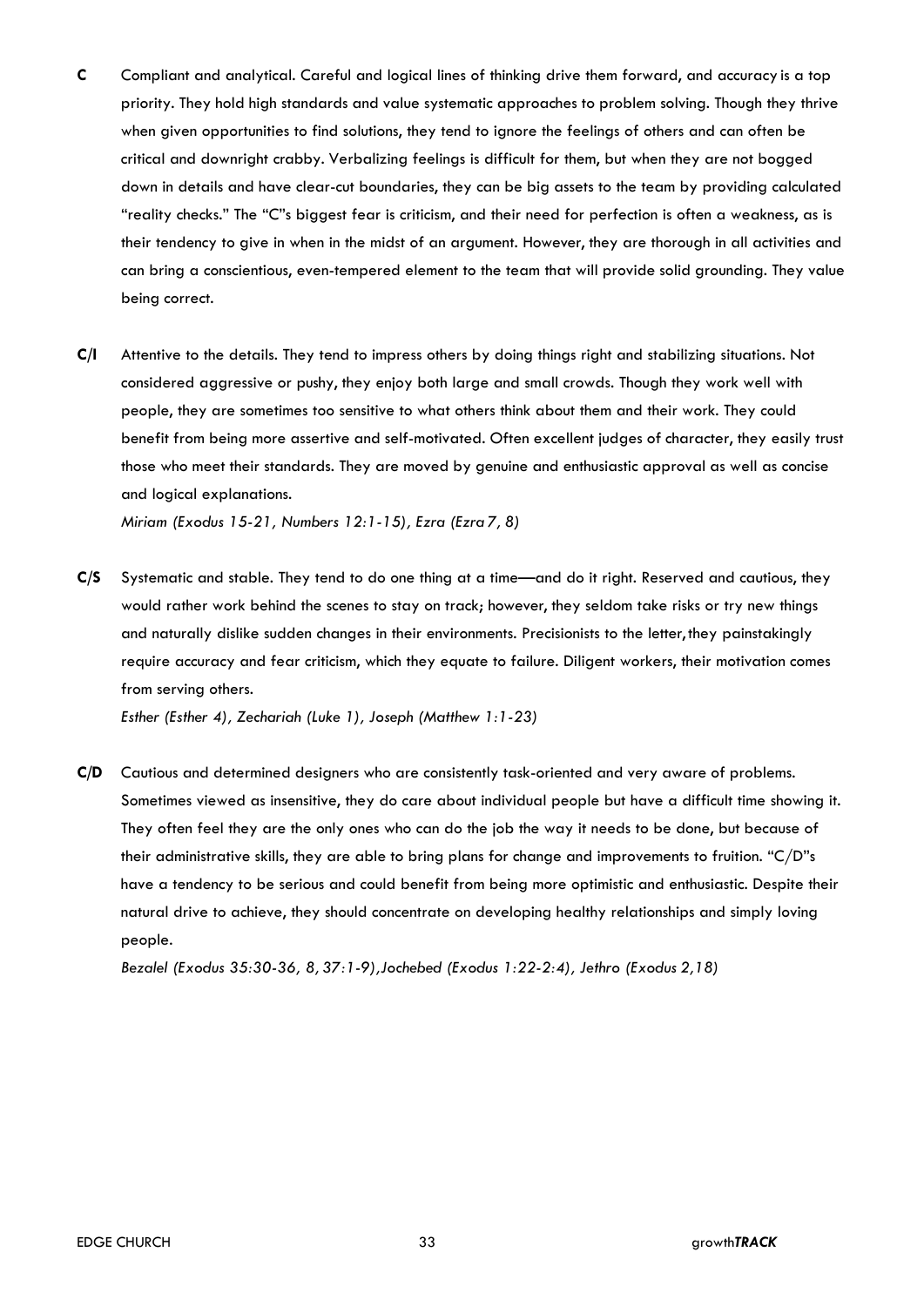**C** Compliant and analytical. Careful and logical lines of thinking drive them forward, and accuracy is a top priority. They hold high standards and value systematic approaches to problem solving. Though they thrive when given opportunities to find solutions, they tend to ignore the feelings of others and can often be critical and downright crabby. Verbalizing feelings is difficult for them, but when they are not bogged down in details and have clear-cut boundaries, they can be big assets to the team by providing calculated "reality checks." The "C"s biggest fear is criticism, and their need for perfection is often a weakness, as is their tendency to give in when in the midst of an argument. However, they are thorough in all activities and can bring a conscientious, even-tempered element to the team that will provide solid grounding. They value being correct.

**C/I** Attentive to the details. They tend to impress others by doing things right and stabilizing situations. Not considered aggressive or pushy, they enjoy both large and small crowds. Though they work well with people, they are sometimes too sensitive to what others think about them and their work. They could benefit from being more assertive and self-motivated. Often excellent judges of character, they easily trust those who meet their standards. They are moved by genuine and enthusiastic approval as well as concise and logical explanations.
*Miriam (Exodus 15-21, Numbers 12:1-15), Ezra (Ezra 7, 8)*

**C/S** Systematic and stable. They tend to do one thing at a time—and do it right. Reserved and cautious, they would rather work behind the scenes to stay on track; however, they seldom take risks or try new things and naturally dislike sudden changes in their environments. Precisionists to the letter, they painstakingly require accuracy and fear criticism, which they equate to failure. Diligent workers, their motivation comes from serving others.
*Esther (Esther 4), Zechariah (Luke 1), Joseph (Matthew 1:1-23)*

**C/D** Cautious and determined designers who are consistently task-oriented and very aware of problems. Sometimes viewed as insensitive, they do care about individual people but have a difficult time showing it. They often feel they are the only ones who can do the job the way it needs to be done, but because of their administrative skills, they are able to bring plans for change and improvements to fruition. "C/D"s have a tendency to be serious and could benefit from being more optimistic and enthusiastic. Despite their natural drive to achieve, they should concentrate on developing healthy relationships and simply loving people.
*Bezalel (Exodus 35:30-36, 8, 37:1-9), Jochebed (Exodus 1:22-2:4), Jethro (Exodus 2, 18)*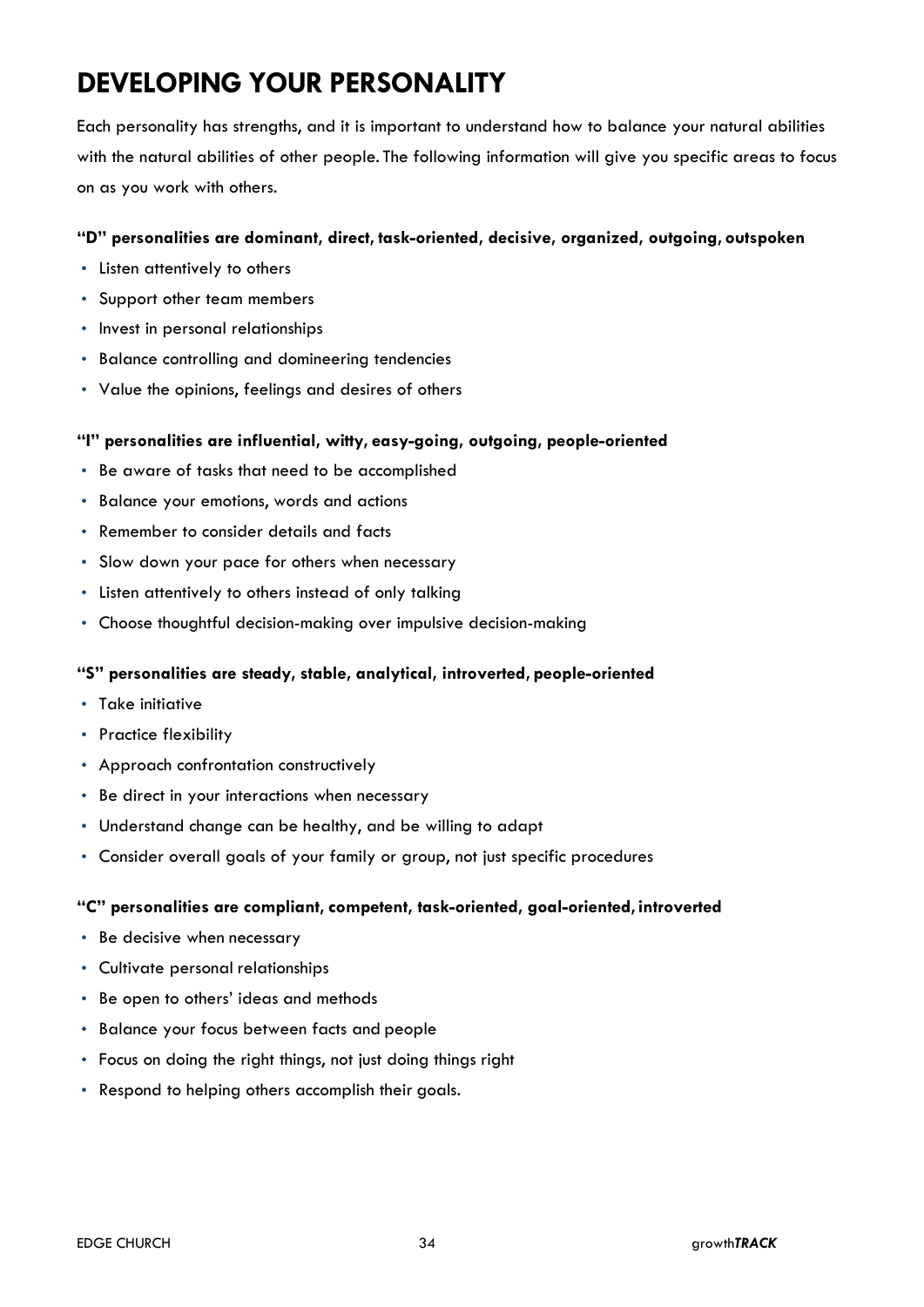# DEVELOPING YOUR PERSONALITY

Each personality has strengths, and it is important to understand how to balance your natural abilities with the natural abilities of other people. The following information will give you specific areas to focus on as you work with others.

**"D" personalities are dominant, direct, task-oriented, decisive, organized, outgoing, outspoken**

- Listen attentively to others
- Support other team members
- Invest in personal relationships
- Balance controlling and domineering tendencies
- Value the opinions, feelings and desires of others

**"I" personalities are influential, witty, easy-going, outgoing, people-oriented**

- Be aware of tasks that need to be accomplished
- Balance your emotions, words and actions
- Remember to consider details and facts
- Slow down your pace for others when necessary
- Listen attentively to others instead of only talking
- Choose thoughtful decision-making over impulsive decision-making

**"S" personalities are steady, stable, analytical, introverted, people-oriented**

- Take initiative
- Practice flexibility
- Approach confrontation constructively
- Be direct in your interactions when necessary
- Understand change can be healthy, and be willing to adapt
- Consider overall goals of your family or group, not just specific procedures

**"C" personalities are compliant, competent, task-oriented, goal-oriented, introverted**

- Be decisive when necessary
- Cultivate personal relationships
- Be open to others' ideas and methods
- Balance your focus between facts and people
- Focus on doing the right things, not just doing things right
- Respond to helping others accomplish their goals.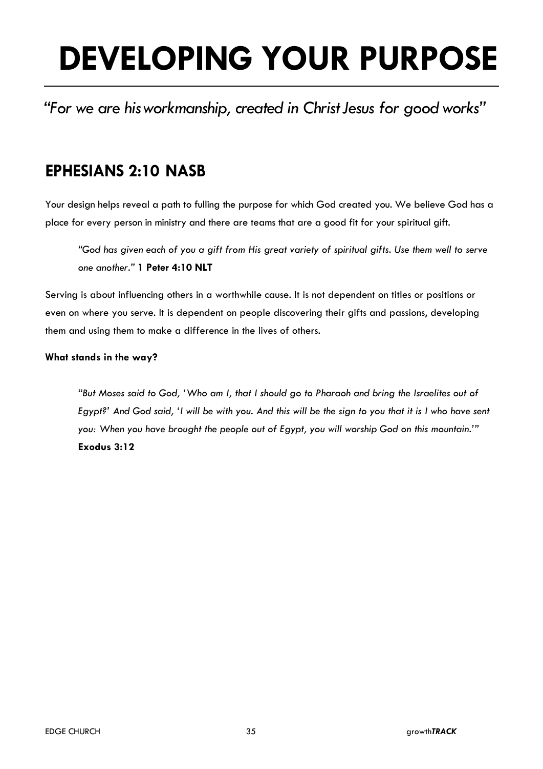# DEVELOPING YOUR PURPOSE

*"For we are his workmanship, created in Christ Jesus for good works"*

## EPHESIANS 2:10 NASB

Your design helps reveal a path to fulling the purpose for which God created you. We believe God has a place for every person in ministry and there are teams that are a good fit for your spiritual gift.

> *"God has given each of you a gift from His great variety of spiritual gifts. Use them well to serve one another."* **1 Peter 4:10 NLT**

Serving is about influencing others in a worthwhile cause. It is not dependent on titles or positions or even on where you serve. It is dependent on people discovering their gifts and passions, developing them and using them to make a difference in the lives of others.

**What stands in the way?**

> *"But Moses said to God, 'Who am I, that I should go to Pharaoh and bring the Israelites out of Egypt?' And God said, 'I will be with you. And this will be the sign to you that it is I who have sent you: When you have brought the people out of Egypt, you will worship God on this mountain.'"*
> **Exodus 3:12**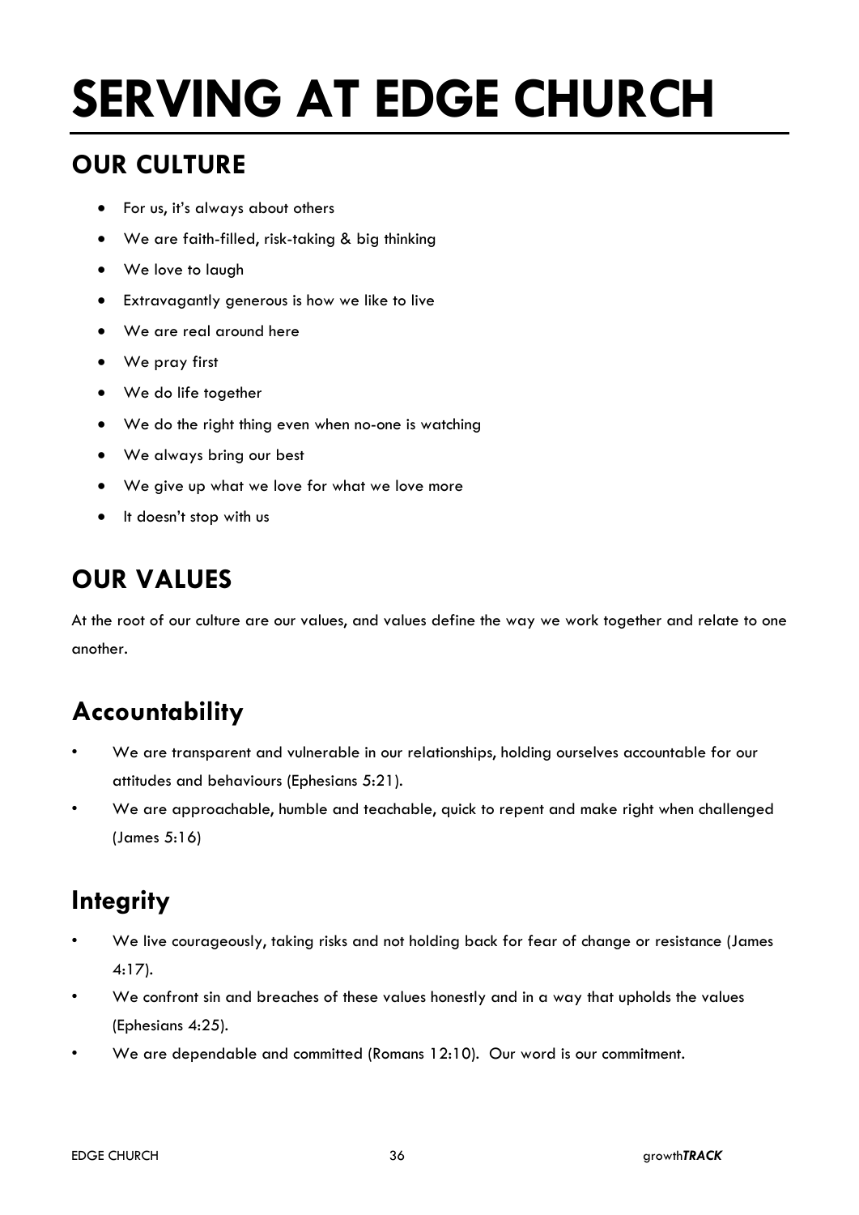# SERVING AT EDGE CHURCH

## OUR CULTURE

- For us, it's always about others
- We are faith-filled, risk-taking & big thinking
- We love to laugh
- Extravagantly generous is how we like to live
- We are real around here
- We pray first
- We do life together
- We do the right thing even when no-one is watching
- We always bring our best
- We give up what we love for what we love more
- It doesn't stop with us

## OUR VALUES

At the root of our culture are our values, and values define the way we work together and relate to one another.

## Accountability

- We are transparent and vulnerable in our relationships, holding ourselves accountable for our attitudes and behaviours (Ephesians 5:21).
- We are approachable, humble and teachable, quick to repent and make right when challenged (James 5:16)

## Integrity

- We live courageously, taking risks and not holding back for fear of change or resistance (James 4:17).
- We confront sin and breaches of these values honestly and in a way that upholds the values (Ephesians 4:25).
- We are dependable and committed (Romans 12:10). Our word is our commitment.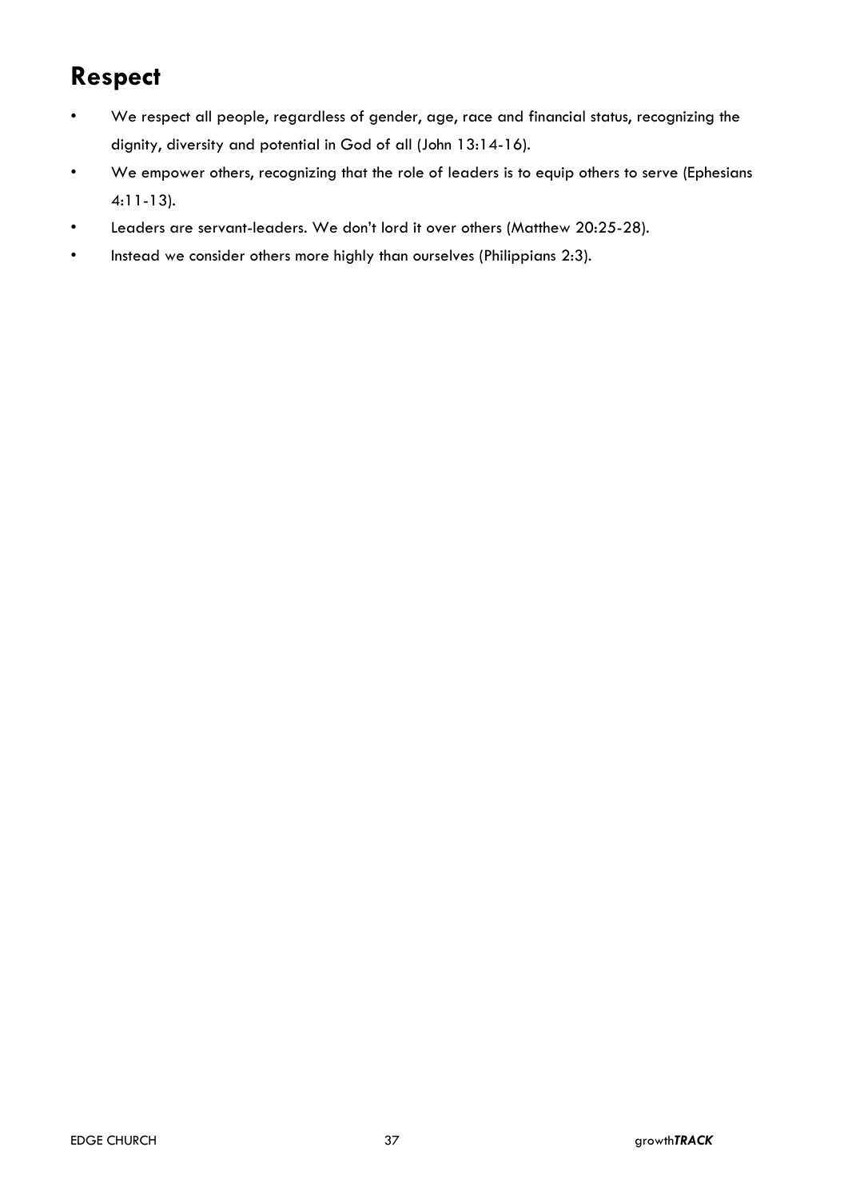## Respect

- We respect all people, regardless of gender, age, race and financial status, recognizing the dignity, diversity and potential in God of all (John 13:14-16).
- We empower others, recognizing that the role of leaders is to equip others to serve (Ephesians 4:11-13).
- Leaders are servant-leaders. We don't lord it over others (Matthew 20:25-28).
- Instead we consider others more highly than ourselves (Philippians 2:3).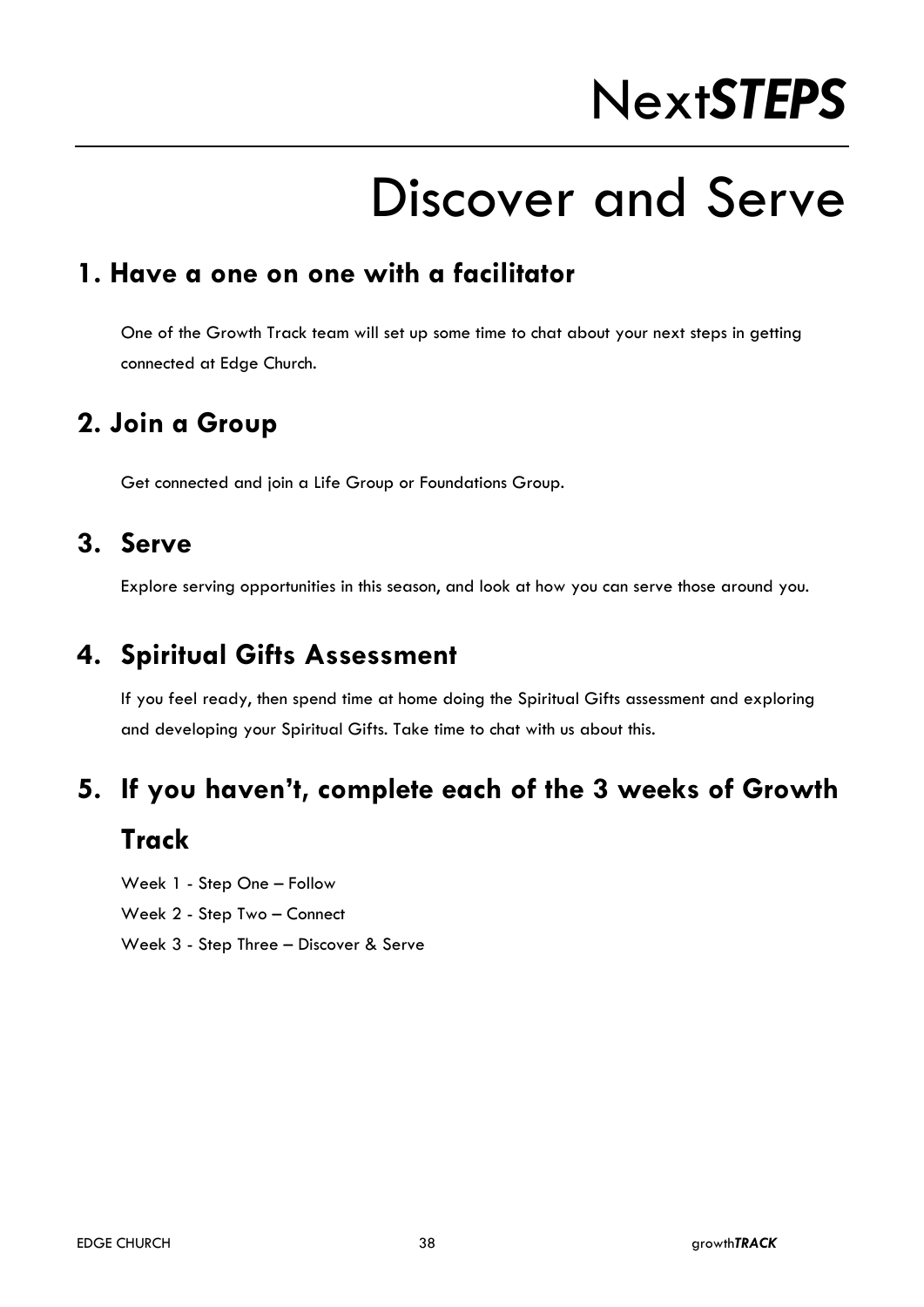# Next*STEPS*

# Discover and Serve

## 1. Have a one on one with a facilitator

One of the Growth Track team will set up some time to chat about your next steps in getting connected at Edge Church.

## 2. Join a Group

Get connected and join a Life Group or Foundations Group.

## 3. Serve

Explore serving opportunities in this season, and look at how you can serve those around you.

## 4. Spiritual Gifts Assessment

If you feel ready, then spend time at home doing the Spiritual Gifts assessment and exploring and developing your Spiritual Gifts. Take time to chat with us about this.

## 5. If you haven't, complete each of the 3 weeks of Growth Track

Week 1 - Step One – Follow
Week 2 - Step Two – Connect
Week 3 - Step Three – Discover & Serve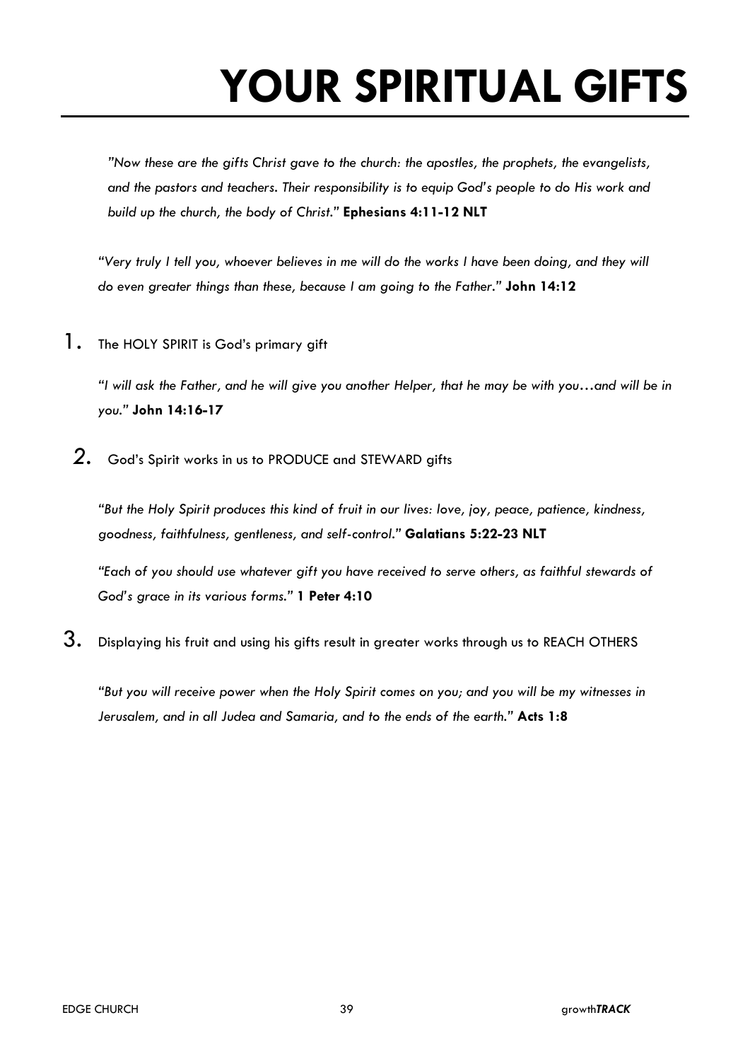# YOUR SPIRITUAL GIFTS

*"Now these are the gifts Christ gave to the church: the apostles, the prophets, the evangelists, and the pastors and teachers. Their responsibility is to equip God's people to do His work and build up the church, the body of Christ."* **Ephesians 4:11-12 NLT**

*"Very truly I tell you, whoever believes in me will do the works I have been doing, and they will do even greater things than these, because I am going to the Father."* **John 14:12**

1. The HOLY SPIRIT is God's primary gift

   *"I will ask the Father, and he will give you another Helper, that he may be with you…and will be in you."* **John 14:16-17**

2. God's Spirit works in us to PRODUCE and STEWARD gifts

   *"But the Holy Spirit produces this kind of fruit in our lives: love, joy, peace, patience, kindness, goodness, faithfulness, gentleness, and self-control."* **Galatians 5:22-23 NLT**

   *"Each of you should use whatever gift you have received to serve others, as faithful stewards of God's grace in its various forms."* **1 Peter 4:10**

3. Displaying his fruit and using his gifts result in greater works through us to REACH OTHERS

   *"But you will receive power when the Holy Spirit comes on you; and you will be my witnesses in Jerusalem, and in all Judea and Samaria, and to the ends of the earth."* **Acts 1:8**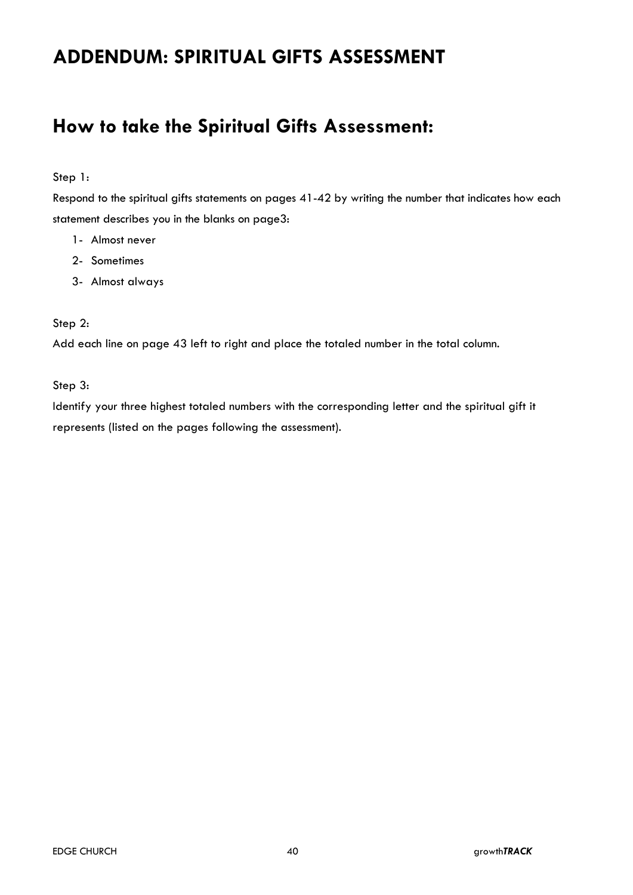# ADDENDUM: SPIRITUAL GIFTS ASSESSMENT

## How to take the Spiritual Gifts Assessment:

Step 1：

Respond to the spiritual gifts statements on pages 41-42 by writing the number that indicates how each statement describes you in the blanks on page3:

1- Almost never
2- Sometimes
3- Almost always

Step 2:

Add each line on page 43 left to right and place the totaled number in the total column.

Step 3:

Identify your three highest totaled numbers with the corresponding letter and the spiritual gift it represents (listed on the pages following the assessment).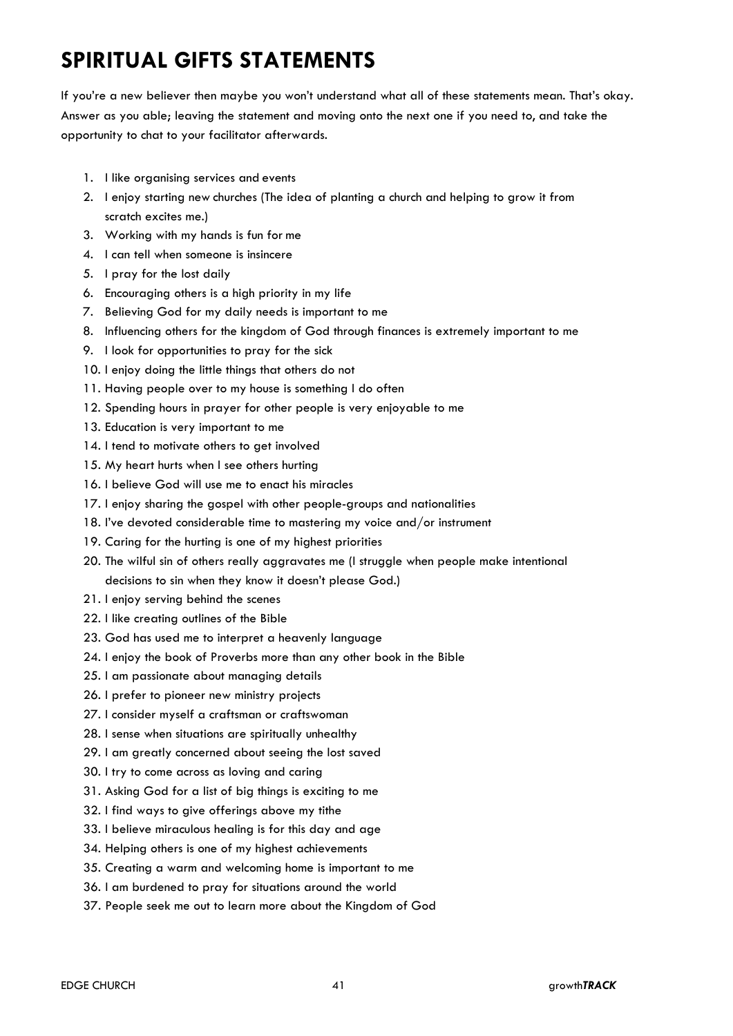# SPIRITUAL GIFTS STATEMENTS

If you're a new believer then maybe you won't understand what all of these statements mean. That's okay. Answer as you able; leaving the statement and moving onto the next one if you need to, and take the opportunity to chat to your facilitator afterwards.

1. I like organising services and events
2. I enjoy starting new churches (The idea of planting a church and helping to grow it from scratch excites me.)
3. Working with my hands is fun for me
4. I can tell when someone is insincere
5. I pray for the lost daily
6. Encouraging others is a high priority in my life
7. Believing God for my daily needs is important to me
8. Influencing others for the kingdom of God through finances is extremely important to me
9. I look for opportunities to pray for the sick
10. I enjoy doing the little things that others do not
11. Having people over to my house is something I do often
12. Spending hours in prayer for other people is very enjoyable to me
13. Education is very important to me
14. I tend to motivate others to get involved
15. My heart hurts when I see others hurting
16. I believe God will use me to enact his miracles
17. I enjoy sharing the gospel with other people-groups and nationalities
18. I've devoted considerable time to mastering my voice and/or instrument
19. Caring for the hurting is one of my highest priorities
20. The wilful sin of others really aggravates me (I struggle when people make intentional decisions to sin when they know it doesn't please God.)
21. I enjoy serving behind the scenes
22. I like creating outlines of the Bible
23. God has used me to interpret a heavenly language
24. I enjoy the book of Proverbs more than any other book in the Bible
25. I am passionate about managing details
26. I prefer to pioneer new ministry projects
27. I consider myself a craftsman or craftswoman
28. I sense when situations are spiritually unhealthy
29. I am greatly concerned about seeing the lost saved
30. I try to come across as loving and caring
31. Asking God for a list of big things is exciting to me
32. I find ways to give offerings above my tithe
33. I believe miraculous healing is for this day and age
34. Helping others is one of my highest achievements
35. Creating a warm and welcoming home is important to me
36. I am burdened to pray for situations around the world
37. People seek me out to learn more about the Kingdom of God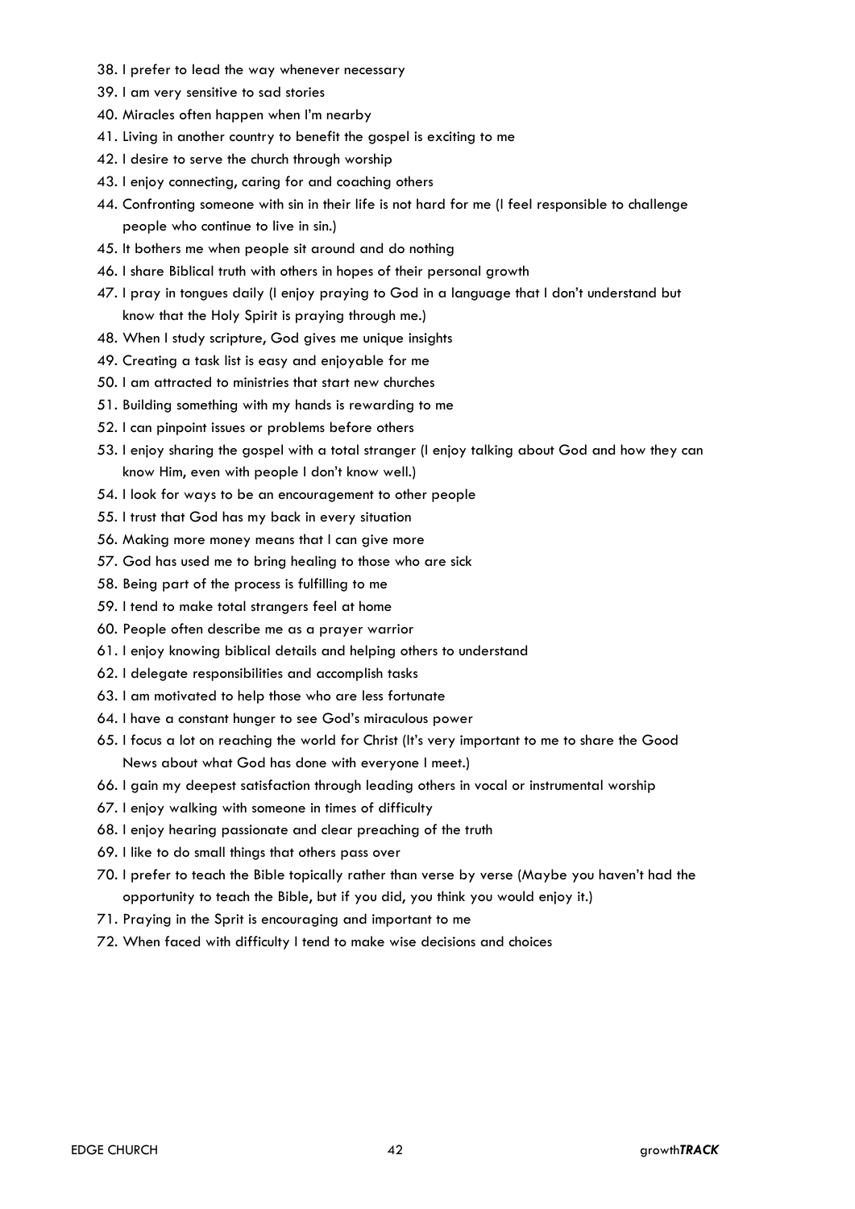38. I prefer to lead the way whenever necessary
39. I am very sensitive to sad stories
40. Miracles often happen when I'm nearby
41. Living in another country to benefit the gospel is exciting to me
42. I desire to serve the church through worship
43. I enjoy connecting, caring for and coaching others
44. Confronting someone with sin in their life is not hard for me (I feel responsible to challenge people who continue to live in sin.)
45. It bothers me when people sit around and do nothing
46. I share Biblical truth with others in hopes of their personal growth
47. I pray in tongues daily (I enjoy praying to God in a language that I don't understand but know that the Holy Spirit is praying through me.)
48. When I study scripture, God gives me unique insights
49. Creating a task list is easy and enjoyable for me
50. I am attracted to ministries that start new churches
51. Building something with my hands is rewarding to me
52. I can pinpoint issues or problems before others
53. I enjoy sharing the gospel with a total stranger (I enjoy talking about God and how they can know Him, even with people I don't know well.)
54. I look for ways to be an encouragement to other people
55. I trust that God has my back in every situation
56. Making more money means that I can give more
57. God has used me to bring healing to those who are sick
58. Being part of the process is fulfilling to me
59. I tend to make total strangers feel at home
60. People often describe me as a prayer warrior
61. I enjoy knowing biblical details and helping others to understand
62. I delegate responsibilities and accomplish tasks
63. I am motivated to help those who are less fortunate
64. I have a constant hunger to see God's miraculous power
65. I focus a lot on reaching the world for Christ (It's very important to me to share the Good News about what God has done with everyone I meet.)
66. I gain my deepest satisfaction through leading others in vocal or instrumental worship
67. I enjoy walking with someone in times of difficulty
68. I enjoy hearing passionate and clear preaching of the truth
69. I like to do small things that others pass over
70. I prefer to teach the Bible topically rather than verse by verse (Maybe you haven't had the opportunity to teach the Bible, but if you did, you think you would enjoy it.)
71. Praying in the Sprit is encouraging and important to me
72. When faced with difficulty I tend to make wise decisions and choices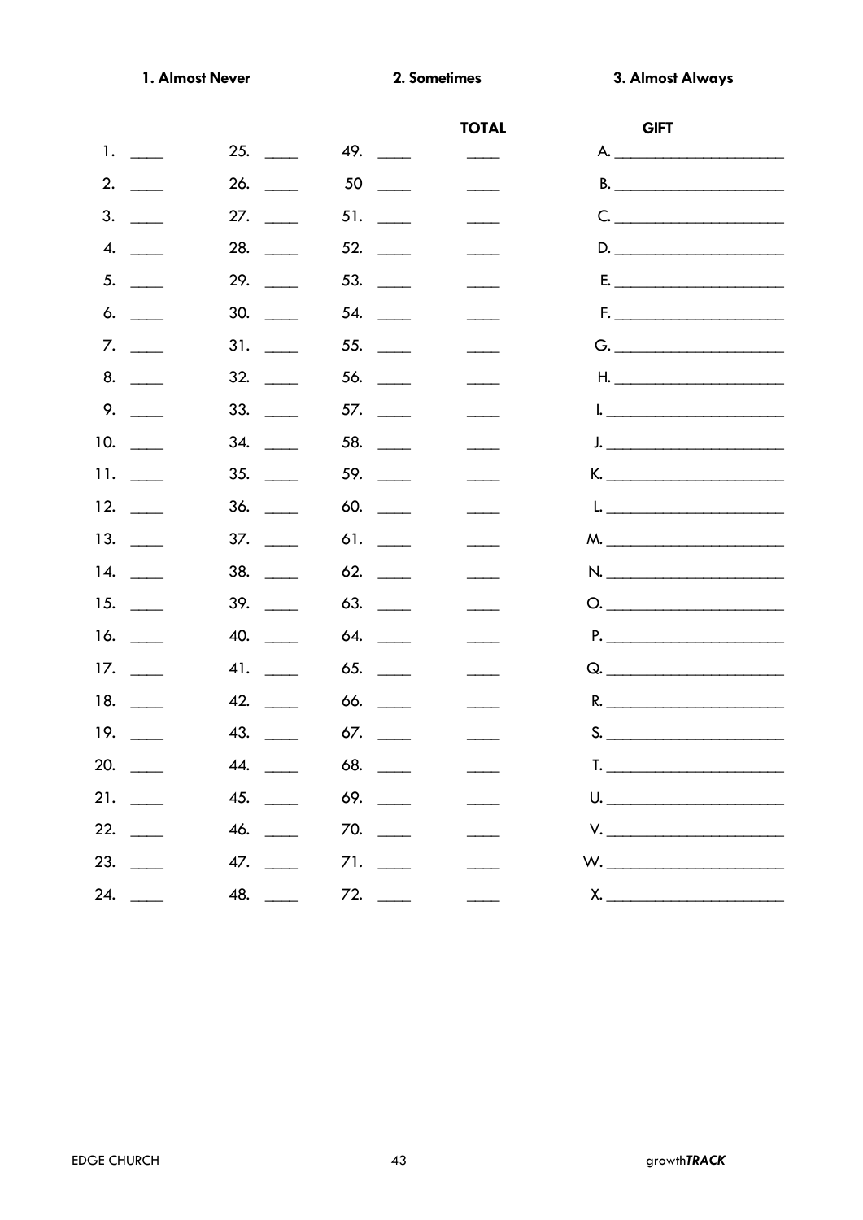**1. Almost Never** **2. Sometimes** **3. Almost Always**

| | | | TOTAL | GIFT |
|---|---|---|---|---|
| 1. ____ | 25. ____ | 49. ____ | ____ | A. ____________________ |
| 2. ____ | 26. ____ | 50 ____ | ____ | B. ____________________ |
| 3. ____ | 27. ____ | 51. ____ | ____ | C. ____________________ |
| 4. ____ | 28. ____ | 52. ____ | ____ | D. ____________________ |
| 5. ____ | 29. ____ | 53. ____ | ____ | E. ____________________ |
| 6. ____ | 30. ____ | 54. ____ | ____ | F. ____________________ |
| 7. ____ | 31. ____ | 55. ____ | ____ | G. ____________________ |
| 8. ____ | 32. ____ | 56. ____ | ____ | H. ____________________ |
| 9. ____ | 33. ____ | 57. ____ | ____ | I. ____________________ |
| 10. ____ | 34. ____ | 58. ____ | ____ | J. ____________________ |
| 11. ____ | 35. ____ | 59. ____ | ____ | K. ____________________ |
| 12. ____ | 36. ____ | 60. ____ | ____ | L. ____________________ |
| 13. ____ | 37. ____ | 61. ____ | ____ | M. ____________________ |
| 14. ____ | 38. ____ | 62. ____ | ____ | N. ____________________ |
| 15. ____ | 39. ____ | 63. ____ | ____ | O. ____________________ |
| 16. ____ | 40. ____ | 64. ____ | ____ | P. ____________________ |
| 17. ____ | 41. ____ | 65. ____ | ____ | Q. ____________________ |
| 18. ____ | 42. ____ | 66. ____ | ____ | R. ____________________ |
| 19. ____ | 43. ____ | 67. ____ | ____ | S. ____________________ |
| 20. ____ | 44. ____ | 68. ____ | ____ | T. ____________________ |
| 21. ____ | 45. ____ | 69. ____ | ____ | U. ____________________ |
| 22. ____ | 46. ____ | 70. ____ | ____ | V. ____________________ |
| 23. ____ | 47. ____ | 71. ____ | ____ | W. ____________________ |
| 24. ____ | 48. ____ | 72. ____ | ____ | X. ____________________ |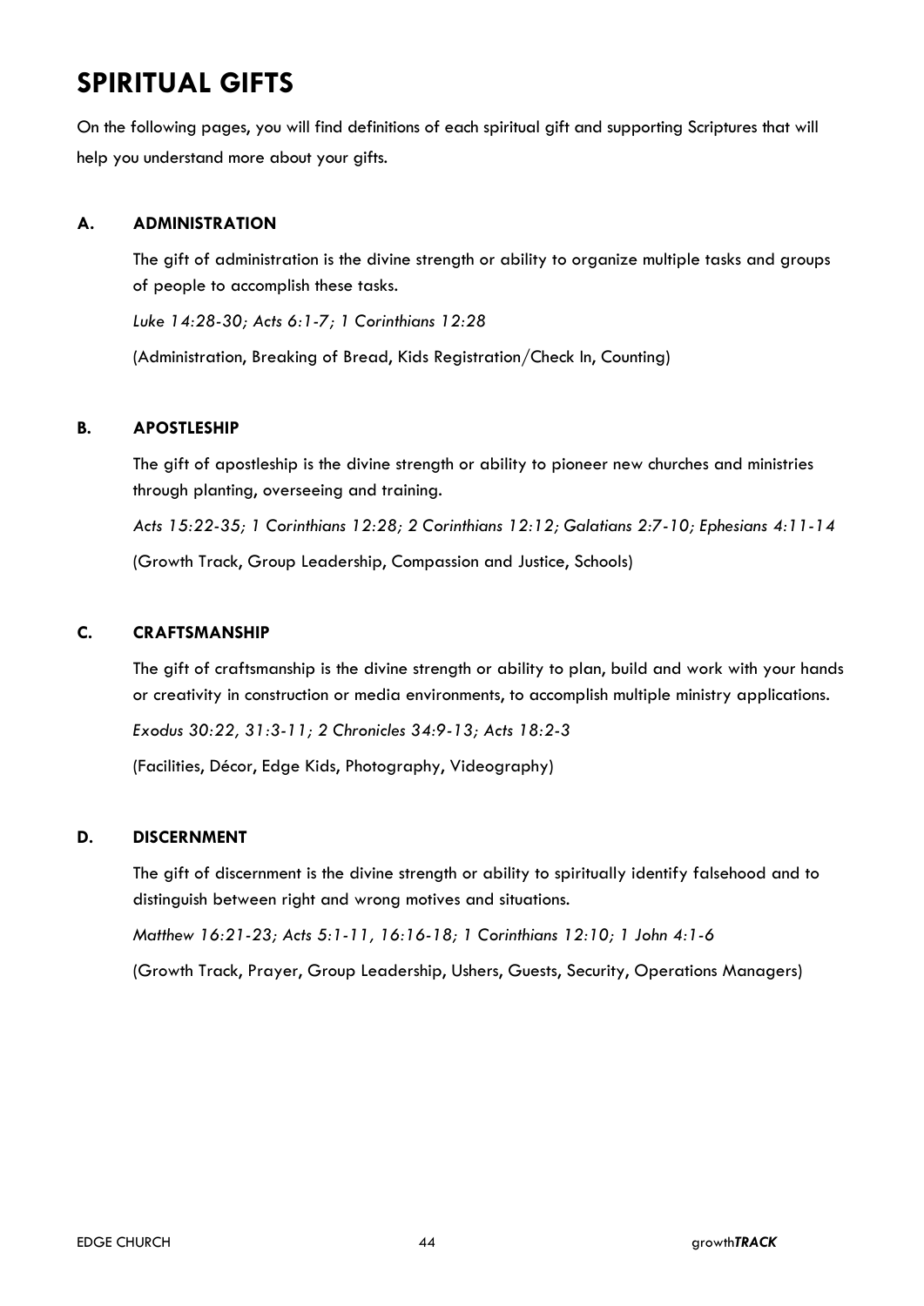# SPIRITUAL GIFTS

On the following pages, you will find definitions of each spiritual gift and supporting Scriptures that will help you understand more about your gifts.

### A. ADMINISTRATION

The gift of administration is the divine strength or ability to organize multiple tasks and groups of people to accomplish these tasks.

*Luke 14:28-30; Acts 6:1-7; 1 Corinthians 12:28*

(Administration, Breaking of Bread, Kids Registration/Check In, Counting)

### B. APOSTLESHIP

The gift of apostleship is the divine strength or ability to pioneer new churches and ministries through planting, overseeing and training.

*Acts 15:22-35; 1 Corinthians 12:28; 2 Corinthians 12:12; Galatians 2:7-10; Ephesians 4:11-14*

(Growth Track, Group Leadership, Compassion and Justice, Schools)

### C. CRAFTSMANSHIP

The gift of craftsmanship is the divine strength or ability to plan, build and work with your hands or creativity in construction or media environments, to accomplish multiple ministry applications.

*Exodus 30:22, 31:3-11; 2 Chronicles 34:9-13; Acts 18:2-3*

(Facilities, Décor, Edge Kids, Photography, Videography)

### D. DISCERNMENT

The gift of discernment is the divine strength or ability to spiritually identify falsehood and to distinguish between right and wrong motives and situations.

*Matthew 16:21-23; Acts 5:1-11, 16:16-18; 1 Corinthians 12:10; 1 John 4:1-6*

(Growth Track, Prayer, Group Leadership, Ushers, Guests, Security, Operations Managers)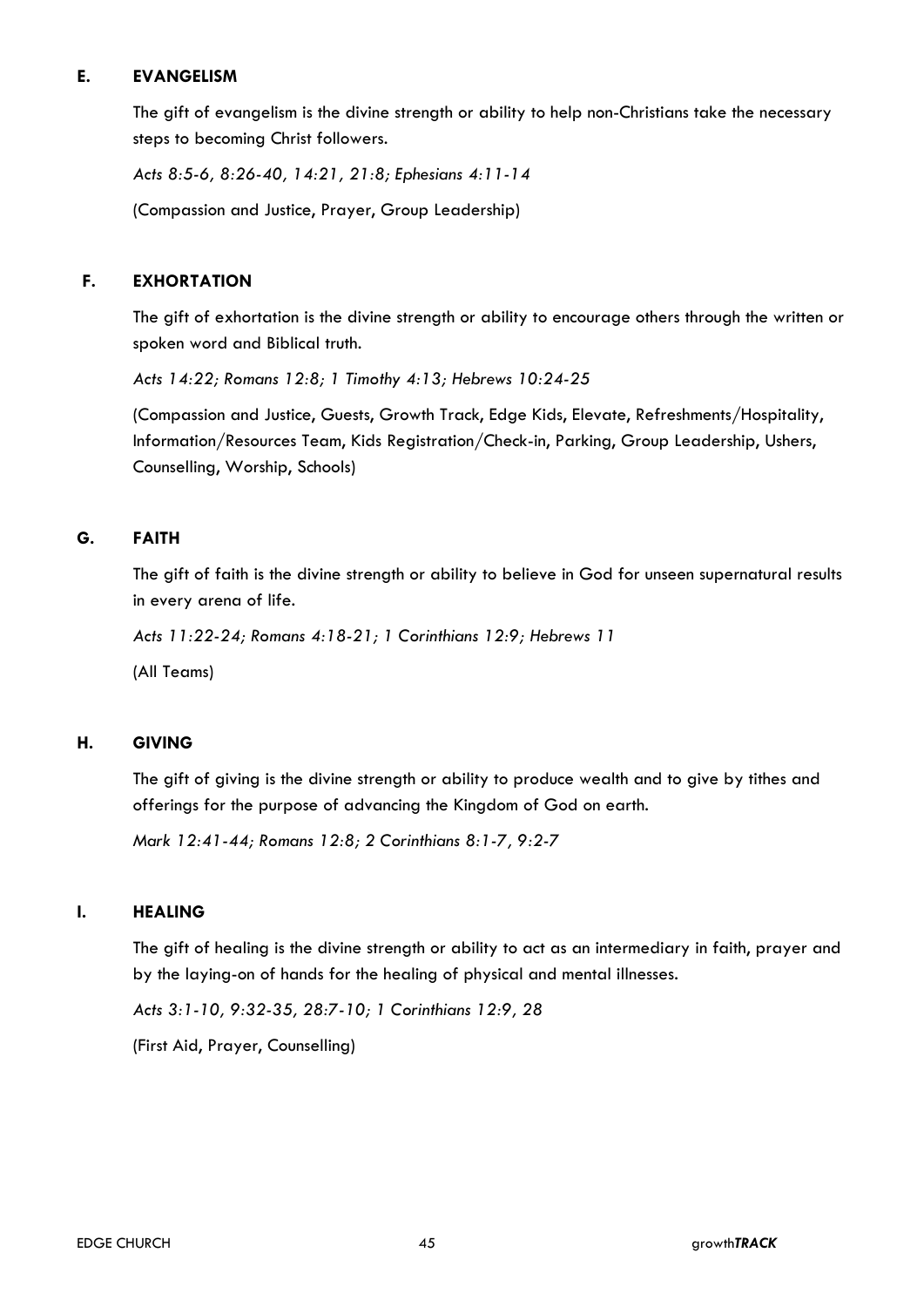### E. EVANGELISM

The gift of evangelism is the divine strength or ability to help non-Christians take the necessary steps to becoming Christ followers.

*Acts 8:5-6, 8:26-40, 14:21, 21:8; Ephesians 4:11-14*

(Compassion and Justice, Prayer, Group Leadership)

### F. EXHORTATION

The gift of exhortation is the divine strength or ability to encourage others through the written or spoken word and Biblical truth.

*Acts 14:22; Romans 12:8; 1 Timothy 4:13; Hebrews 10:24-25*

(Compassion and Justice, Guests, Growth Track, Edge Kids, Elevate, Refreshments/Hospitality, Information/Resources Team, Kids Registration/Check-in, Parking, Group Leadership, Ushers, Counselling, Worship, Schools)

### G. FAITH

The gift of faith is the divine strength or ability to believe in God for unseen supernatural results in every arena of life.

*Acts 11:22-24; Romans 4:18-21; 1 Corinthians 12:9; Hebrews 11*

(All Teams)

### H. GIVING

The gift of giving is the divine strength or ability to produce wealth and to give by tithes and offerings for the purpose of advancing the Kingdom of God on earth.

*Mark 12:41-44; Romans 12:8; 2 Corinthians 8:1-7, 9:2-7*

### I. HEALING

The gift of healing is the divine strength or ability to act as an intermediary in faith, prayer and by the laying-on of hands for the healing of physical and mental illnesses.

*Acts 3:1-10, 9:32-35, 28:7-10; 1 Corinthians 12:9, 28*

(First Aid, Prayer, Counselling)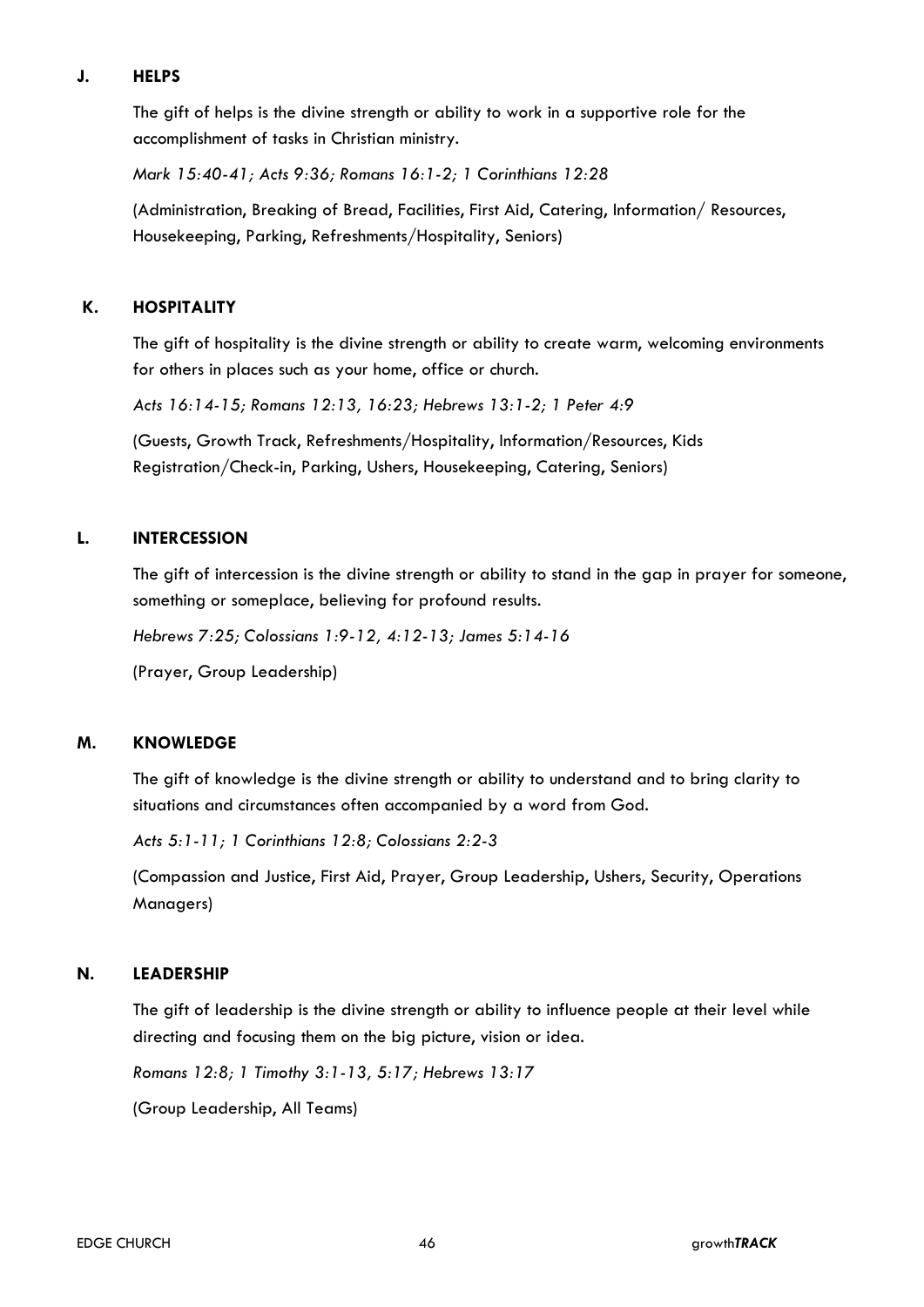### J. HELPS

The gift of helps is the divine strength or ability to work in a supportive role for the accomplishment of tasks in Christian ministry.

*Mark 15:40-41; Acts 9:36; Romans 16:1-2; 1 Corinthians 12:28*

(Administration, Breaking of Bread, Facilities, First Aid, Catering, Information/ Resources, Housekeeping, Parking, Refreshments/Hospitality, Seniors)

### K. HOSPITALITY

The gift of hospitality is the divine strength or ability to create warm, welcoming environments for others in places such as your home, office or church.

*Acts 16:14-15; Romans 12:13, 16:23; Hebrews 13:1-2; 1 Peter 4:9*

(Guests, Growth Track, Refreshments/Hospitality, Information/Resources, Kids Registration/Check-in, Parking, Ushers, Housekeeping, Catering, Seniors)

### L. INTERCESSION

The gift of intercession is the divine strength or ability to stand in the gap in prayer for someone, something or someplace, believing for profound results.

*Hebrews 7:25; Colossians 1:9-12, 4:12-13; James 5:14-16*

(Prayer, Group Leadership)

### M. KNOWLEDGE

The gift of knowledge is the divine strength or ability to understand and to bring clarity to situations and circumstances often accompanied by a word from God.

*Acts 5:1-11; 1 Corinthians 12:8; Colossians 2:2-3*

(Compassion and Justice, First Aid, Prayer, Group Leadership, Ushers, Security, Operations Managers)

### N. LEADERSHIP

The gift of leadership is the divine strength or ability to influence people at their level while directing and focusing them on the big picture, vision or idea.

*Romans 12:8; 1 Timothy 3:1-13, 5:17; Hebrews 13:17*

(Group Leadership, All Teams)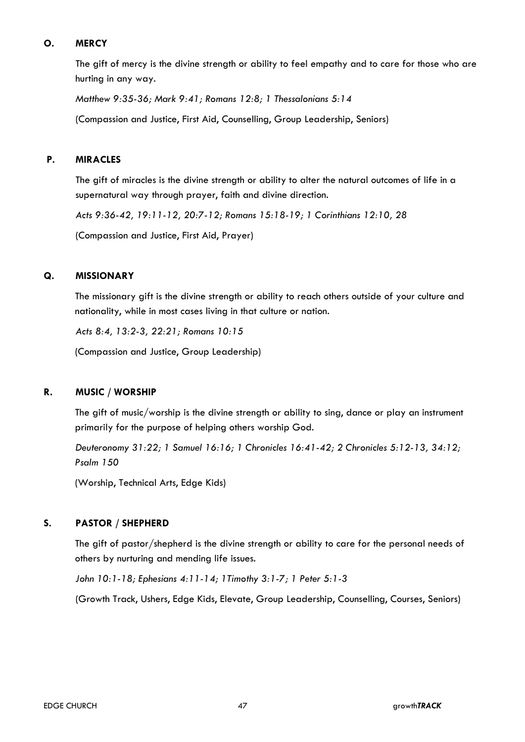### O. MERCY

The gift of mercy is the divine strength or ability to feel empathy and to care for those who are hurting in any way.

*Matthew 9:35-36; Mark 9:41; Romans 12:8; 1 Thessalonians 5:14*

(Compassion and Justice, First Aid, Counselling, Group Leadership, Seniors)

### P. MIRACLES

The gift of miracles is the divine strength or ability to alter the natural outcomes of life in a supernatural way through prayer, faith and divine direction.

*Acts 9:36-42, 19:11-12, 20:7-12; Romans 15:18-19; 1 Corinthians 12:10, 28*

(Compassion and Justice, First Aid, Prayer)

### Q. MISSIONARY

The missionary gift is the divine strength or ability to reach others outside of your culture and nationality, while in most cases living in that culture or nation.

*Acts 8:4, 13:2-3, 22:21; Romans 10:15*

(Compassion and Justice, Group Leadership)

### R. MUSIC / WORSHIP

The gift of music/worship is the divine strength or ability to sing, dance or play an instrument primarily for the purpose of helping others worship God.

*Deuteronomy 31:22; 1 Samuel 16:16; 1 Chronicles 16:41-42; 2 Chronicles 5:12-13, 34:12; Psalm 150*

(Worship, Technical Arts, Edge Kids)

### S. PASTOR / SHEPHERD

The gift of pastor/shepherd is the divine strength or ability to care for the personal needs of others by nurturing and mending life issues.

*John 10:1-18; Ephesians 4:11-14; 1Timothy 3:1-7; 1 Peter 5:1-3*

(Growth Track, Ushers, Edge Kids, Elevate, Group Leadership, Counselling, Courses, Seniors)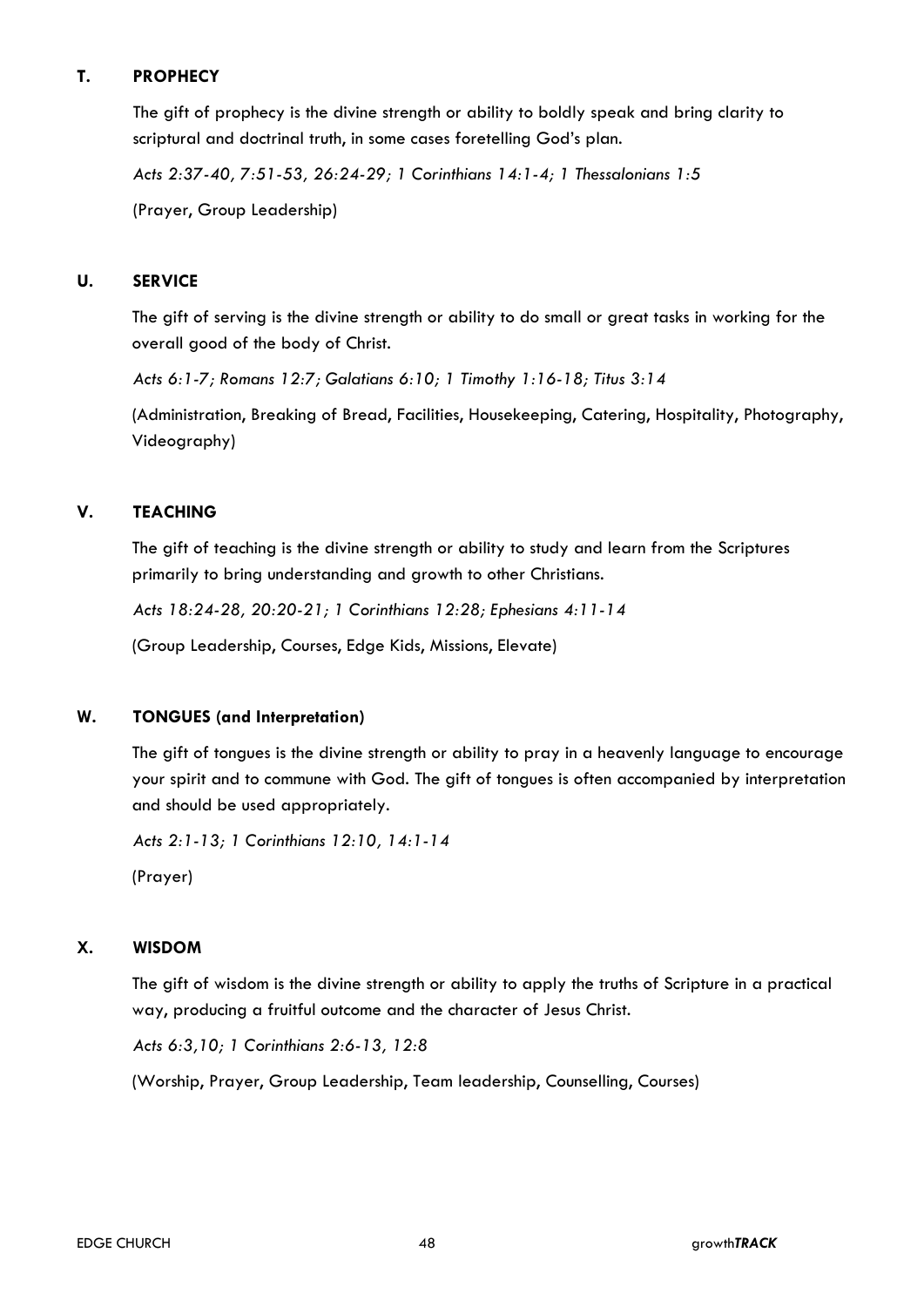### T. PROPHECY

The gift of prophecy is the divine strength or ability to boldly speak and bring clarity to scriptural and doctrinal truth, in some cases foretelling God's plan.

*Acts 2:37-40, 7:51-53, 26:24-29; 1 Corinthians 14:1-4; 1 Thessalonians 1:5*

(Prayer, Group Leadership)

### U. SERVICE

The gift of serving is the divine strength or ability to do small or great tasks in working for the overall good of the body of Christ.

*Acts 6:1-7; Romans 12:7; Galatians 6:10; 1 Timothy 1:16-18; Titus 3:14*

(Administration, Breaking of Bread, Facilities, Housekeeping, Catering, Hospitality, Photography, Videography)

### V. TEACHING

The gift of teaching is the divine strength or ability to study and learn from the Scriptures primarily to bring understanding and growth to other Christians.

*Acts 18:24-28, 20:20-21; 1 Corinthians 12:28; Ephesians 4:11-14*

(Group Leadership, Courses, Edge Kids, Missions, Elevate)

### W. TONGUES (and Interpretation)

The gift of tongues is the divine strength or ability to pray in a heavenly language to encourage your spirit and to commune with God. The gift of tongues is often accompanied by interpretation and should be used appropriately.

*Acts 2:1-13; 1 Corinthians 12:10, 14:1-14*

(Prayer)

### X. WISDOM

The gift of wisdom is the divine strength or ability to apply the truths of Scripture in a practical way, producing a fruitful outcome and the character of Jesus Christ.

*Acts 6:3,10; 1 Corinthians 2:6-13, 12:8*

(Worship, Prayer, Group Leadership, Team leadership, Counselling, Courses)